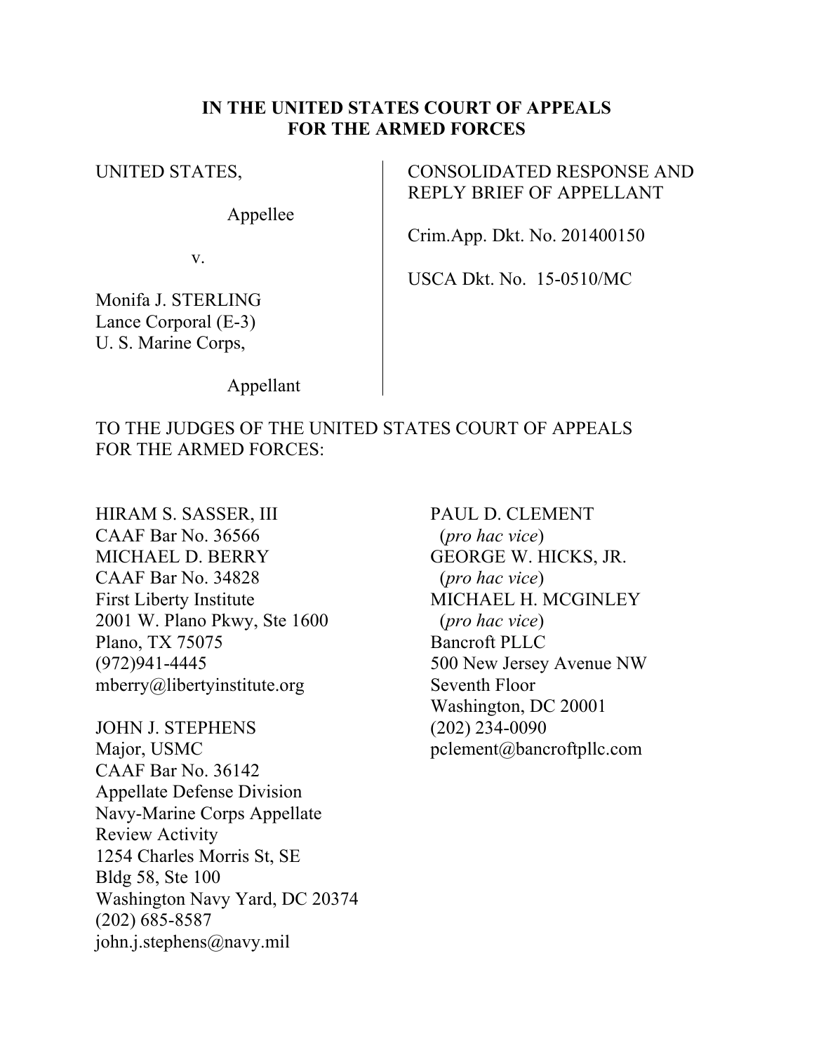**IN THE UNITED STATES COURT OF APPEALS**
**FOR THE ARMED FORCES**

UNITED STATES,

Appellee

v.

Monifa J. STERLING
Lance Corporal (E-3)
U. S. Marine Corps,

Appellant

CONSOLIDATED RESPONSE AND REPLY BRIEF OF APPELLANT

Crim.App. Dkt. No. 201400150

USCA Dkt. No. 15-0510/MC

TO THE JUDGES OF THE UNITED STATES COURT OF APPEALS FOR THE ARMED FORCES:

HIRAM S. SASSER, III
CAAF Bar No. 36566
MICHAEL D. BERRY
CAAF Bar No. 34828
First Liberty Institute
2001 W. Plano Pkwy, Ste 1600
Plano, TX 75075
(972)941-4445
mberry@libertyinstitute.org

JOHN J. STEPHENS
Major, USMC
CAAF Bar No. 36142
Appellate Defense Division
Navy-Marine Corps Appellate Review Activity
1254 Charles Morris St, SE
Bldg 58, Ste 100
Washington Navy Yard, DC 20374
(202) 685-8587
john.j.stephens@navy.mil

PAUL D. CLEMENT
(*pro hac vice*)
GEORGE W. HICKS, JR.
(*pro hac vice*)
MICHAEL H. MCGINLEY
(*pro hac vice*)
Bancroft PLLC
500 New Jersey Avenue NW
Seventh Floor
Washington, DC 20001
(202) 234-0090
pclement@bancroftpllc.com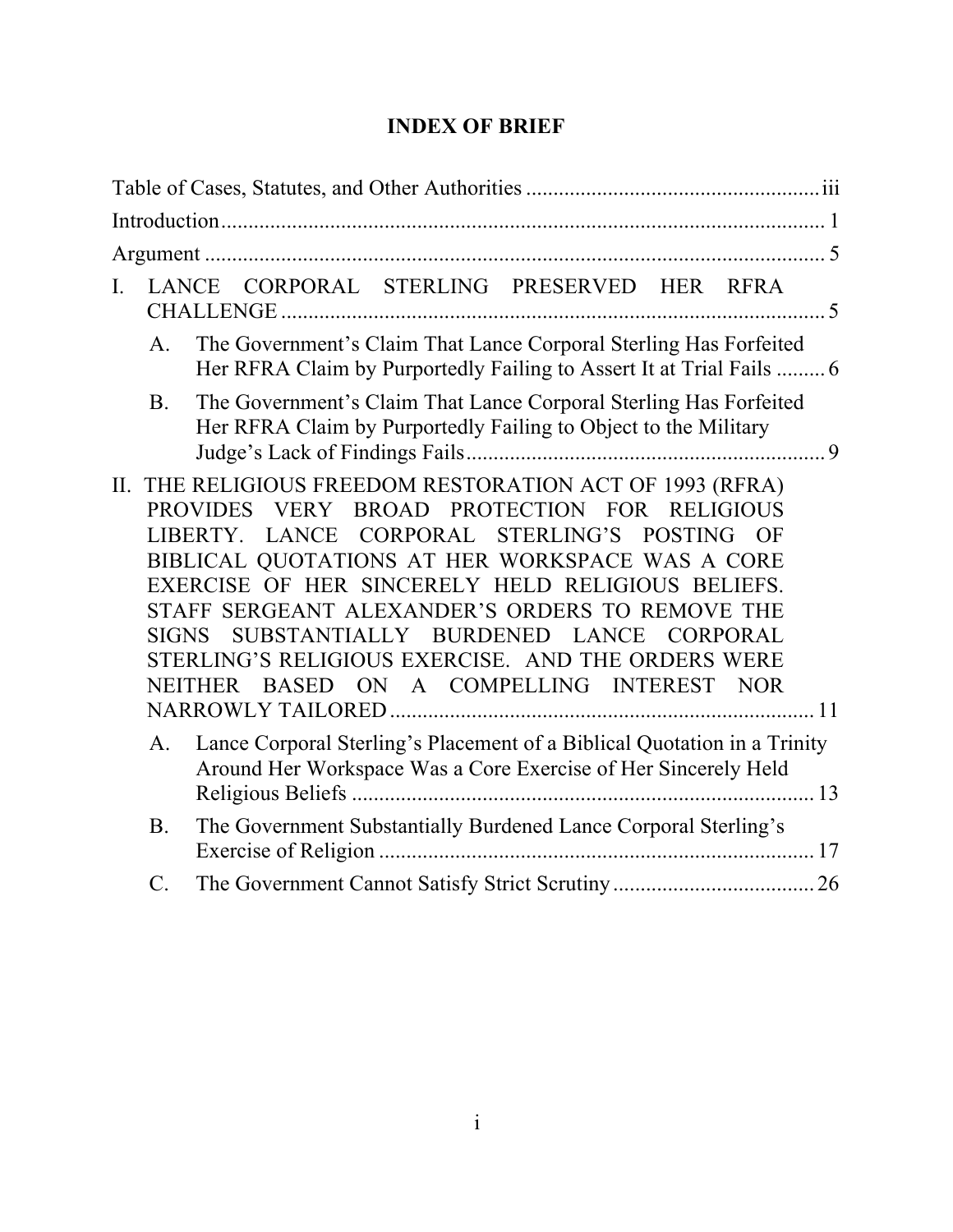# INDEX OF BRIEF

Table of Cases, Statutes, and Other Authorities ...................................................... iii

Introduction ............................................................................................................. 1

Argument ................................................................................................................. 5

I. LANCE CORPORAL STERLING PRESERVED HER RFRA CHALLENGE ................................................................................................... 5

   A. The Government's Claim That Lance Corporal Sterling Has Forfeited Her RFRA Claim by Purportedly Failing to Assert It at Trial Fails ......... 6

   B. The Government's Claim That Lance Corporal Sterling Has Forfeited Her RFRA Claim by Purportedly Failing to Object to the Military Judge's Lack of Findings Fails .................................................................. 9

II. THE RELIGIOUS FREEDOM RESTORATION ACT OF 1993 (RFRA) PROVIDES VERY BROAD PROTECTION FOR RELIGIOUS LIBERTY. LANCE CORPORAL STERLING'S POSTING OF BIBLICAL QUOTATIONS AT HER WORKSPACE WAS A CORE EXERCISE OF HER SINCERELY HELD RELIGIOUS BELIEFS. STAFF SERGEANT ALEXANDER'S ORDERS TO REMOVE THE SIGNS SUBSTANTIALLY BURDENED LANCE CORPORAL STERLING'S RELIGIOUS EXERCISE. AND THE ORDERS WERE NEITHER BASED ON A COMPELLING INTEREST NOR NARROWLY TAILORED ............................................................................ 11

   A. Lance Corporal Sterling's Placement of a Biblical Quotation in a Trinity Around Her Workspace Was a Core Exercise of Her Sincerely Held Religious Beliefs .................................................................................... 13

   B. The Government Substantially Burdened Lance Corporal Sterling's Exercise of Religion ............................................................................... 17

   C. The Government Cannot Satisfy Strict Scrutiny ..................................... 26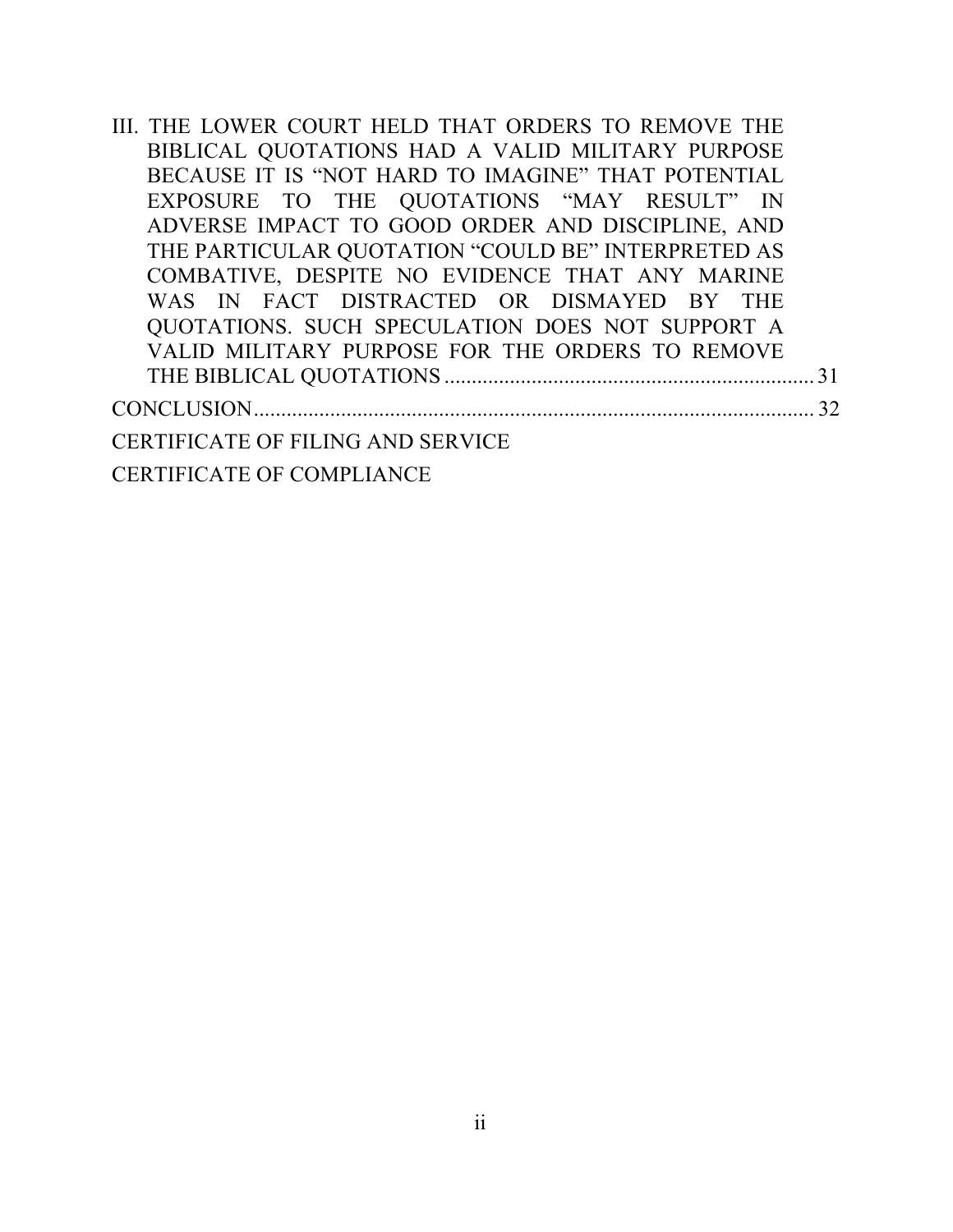III. THE LOWER COURT HELD THAT ORDERS TO REMOVE THE BIBLICAL QUOTATIONS HAD A VALID MILITARY PURPOSE BECAUSE IT IS "NOT HARD TO IMAGINE" THAT POTENTIAL EXPOSURE TO THE QUOTATIONS "MAY RESULT" IN ADVERSE IMPACT TO GOOD ORDER AND DISCIPLINE, AND THE PARTICULAR QUOTATION "COULD BE" INTERPRETED AS COMBATIVE, DESPITE NO EVIDENCE THAT ANY MARINE WAS IN FACT DISTRACTED OR DISMAYED BY THE QUOTATIONS. SUCH SPECULATION DOES NOT SUPPORT A VALID MILITARY PURPOSE FOR THE ORDERS TO REMOVE THE BIBLICAL QUOTATIONS .................................................................... 31

CONCLUSION ........................................................................................................ 32

CERTIFICATE OF FILING AND SERVICE

CERTIFICATE OF COMPLIANCE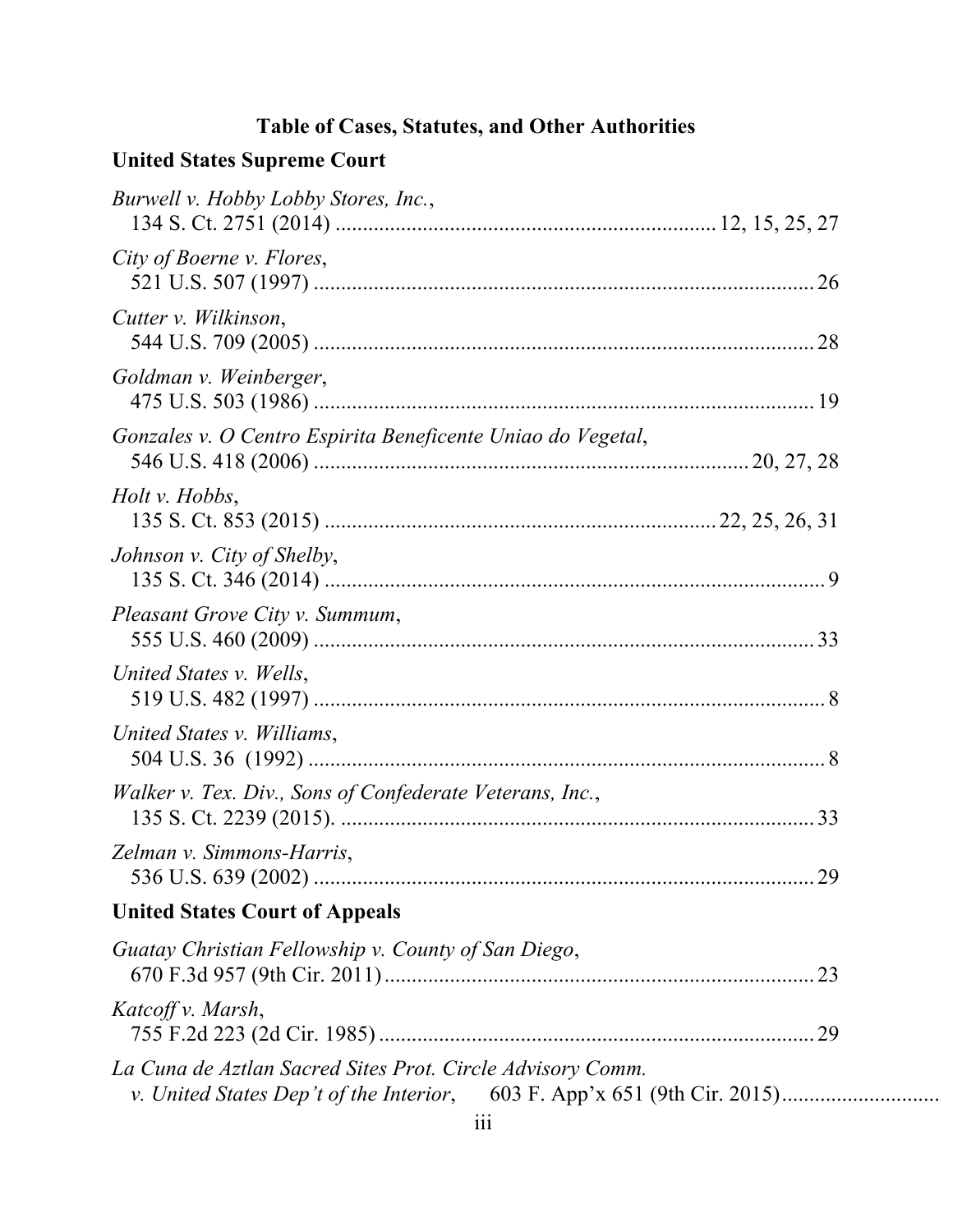## Table of Cases, Statutes, and Other Authorities

### United States Supreme Court

*Burwell v. Hobby Lobby Stores, Inc.*,
134 S. Ct. 2751 (2014) ........................................................................ 12, 15, 25, 27

*City of Boerne v. Flores*,
521 U.S. 507 (1997) ........................................................................................... 26

*Cutter v. Wilkinson*,
544 U.S. 709 (2005) ........................................................................................... 28

*Goldman v. Weinberger*,
475 U.S. 503 (1986) ........................................................................................... 19

*Gonzales v. O Centro Espirita Beneficente Uniao do Vegetal*,
546 U.S. 418 (2006) ............................................................................... 20, 27, 28

*Holt v. Hobbs*,
135 S. Ct. 853 (2015) ........................................................................ 22, 25, 26, 31

*Johnson v. City of Shelby*,
135 S. Ct. 346 (2014) ............................................................................................ 9

*Pleasant Grove City v. Summum*,
555 U.S. 460 (2009) ........................................................................................... 33

*United States v. Wells*,
519 U.S. 482 (1997) ............................................................................................. 8

*United States v. Williams*,
504 U.S. 36 (1992) ............................................................................................... 8

*Walker v. Tex. Div., Sons of Confederate Veterans, Inc.*,
135 S. Ct. 2239 (2015). ....................................................................................... 33

*Zelman v. Simmons-Harris*,
536 U.S. 639 (2002) ........................................................................................... 29

### United States Court of Appeals

*Guatay Christian Fellowship v. County of San Diego*,
670 F.3d 957 (9th Cir. 2011) .............................................................................. 23

*Katcoff v. Marsh*,
755 F.2d 223 (2d Cir. 1985) ................................................................................ 29

*La Cuna de Aztlan Sacred Sites Prot. Circle Advisory Comm. v. United States Dep't of the Interior*, 603 F. App'x 651 (9th Cir. 2015)............................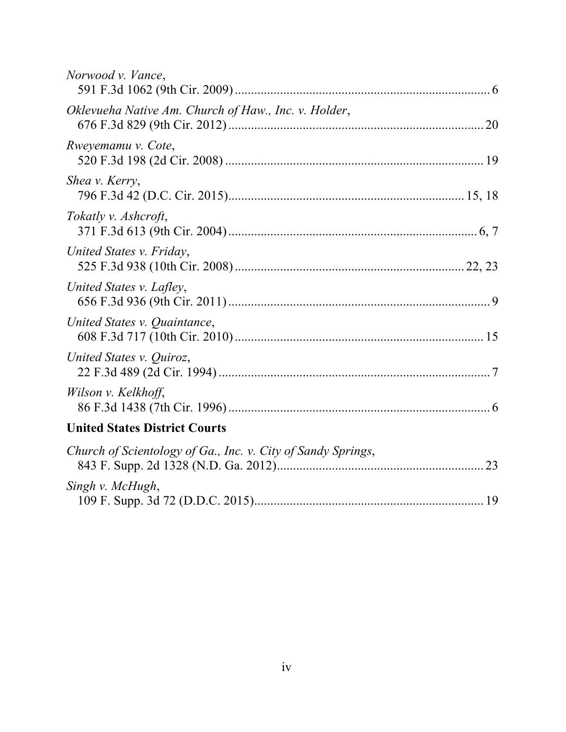*Norwood v. Vance*,
591 F.3d 1062 (9th Cir. 2009) ............................................................................. 6

*Oklevueha Native Am. Church of Haw., Inc. v. Holder*,
676 F.3d 829 (9th Cir. 2012) ............................................................................. 20

*Rweyemamu v. Cote*,
520 F.3d 198 (2d Cir. 2008) ............................................................................... 19

*Shea v. Kerry*,
796 F.3d 42 (D.C. Cir. 2015) ....................................................................... 15, 18

*Tokatly v. Ashcroft*,
371 F.3d 613 (9th Cir. 2004) .......................................................................... 6, 7

*United States v. Friday*,
525 F.3d 938 (10th Cir. 2008) .................................................................... 22, 23

*United States v. Lafley*,
656 F.3d 936 (9th Cir. 2011) ............................................................................... 9

*United States v. Quaintance*,
608 F.3d 717 (10th Cir. 2010) ........................................................................... 15

*United States v. Quiroz*,
22 F.3d 489 (2d Cir. 1994) .................................................................................. 7

*Wilson v. Kelkhoff*,
86 F.3d 1438 (7th Cir. 1996) ............................................................................... 6

**United States District Courts**

*Church of Scientology of Ga., Inc. v. City of Sandy Springs*,
843 F. Supp. 2d 1328 (N.D. Ga. 2012) .............................................................. 23

*Singh v. McHugh*,
109 F. Supp. 3d 72 (D.D.C. 2015) ..................................................................... 19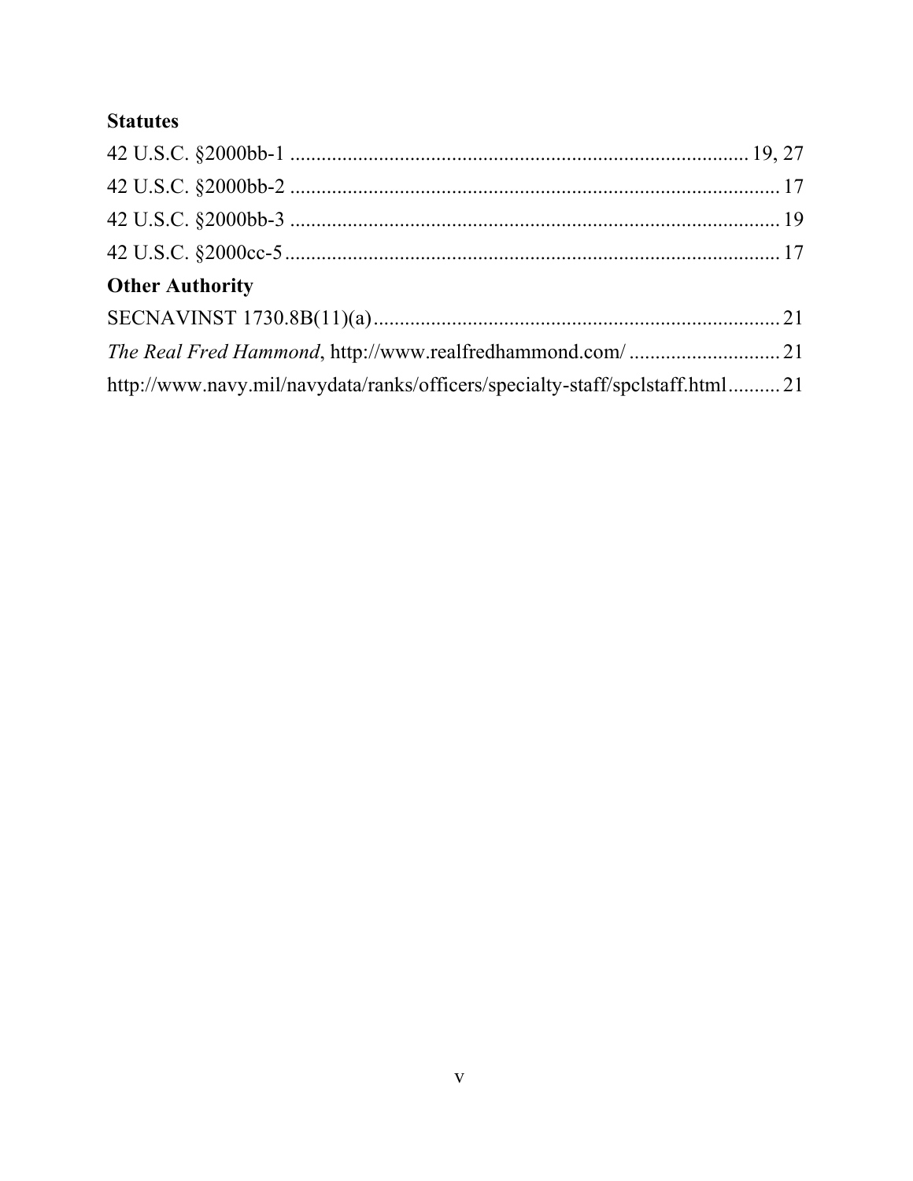### Statutes

42 U.S.C. §2000bb-1 ........................................................................................ 19, 27

42 U.S.C. §2000bb-2 ............................................................................................ 17

42 U.S.C. §2000bb-3 ............................................................................................ 19

42 U.S.C. §2000cc-5 ............................................................................................. 17

### Other Authority

SECNAVINST 1730.8B(11)(a) ............................................................................. 21

*The Real Fred Hammond*, http://www.realfredhammond.com/ ............................. 21

http://www.navy.mil/navydata/ranks/officers/specialty-staff/spclstaff.html .......... 21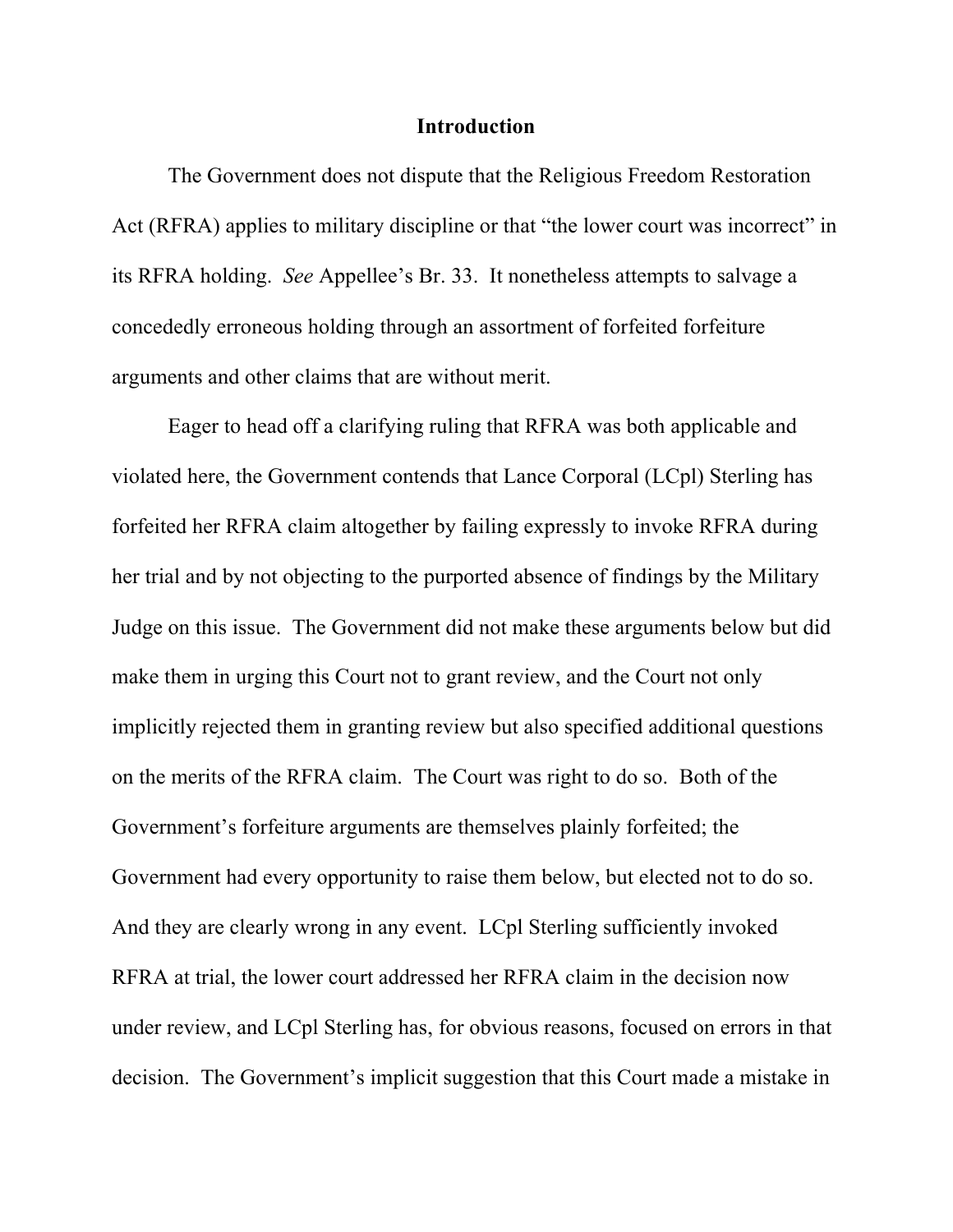## Introduction

The Government does not dispute that the Religious Freedom Restoration Act (RFRA) applies to military discipline or that "the lower court was incorrect" in its RFRA holding. *See* Appellee's Br. 33. It nonetheless attempts to salvage a concededly erroneous holding through an assortment of forfeited forfeiture arguments and other claims that are without merit.

Eager to head off a clarifying ruling that RFRA was both applicable and violated here, the Government contends that Lance Corporal (LCpl) Sterling has forfeited her RFRA claim altogether by failing expressly to invoke RFRA during her trial and by not objecting to the purported absence of findings by the Military Judge on this issue. The Government did not make these arguments below but did make them in urging this Court not to grant review, and the Court not only implicitly rejected them in granting review but also specified additional questions on the merits of the RFRA claim. The Court was right to do so. Both of the Government's forfeiture arguments are themselves plainly forfeited; the Government had every opportunity to raise them below, but elected not to do so. And they are clearly wrong in any event. LCpl Sterling sufficiently invoked RFRA at trial, the lower court addressed her RFRA claim in the decision now under review, and LCpl Sterling has, for obvious reasons, focused on errors in that decision. The Government's implicit suggestion that this Court made a mistake in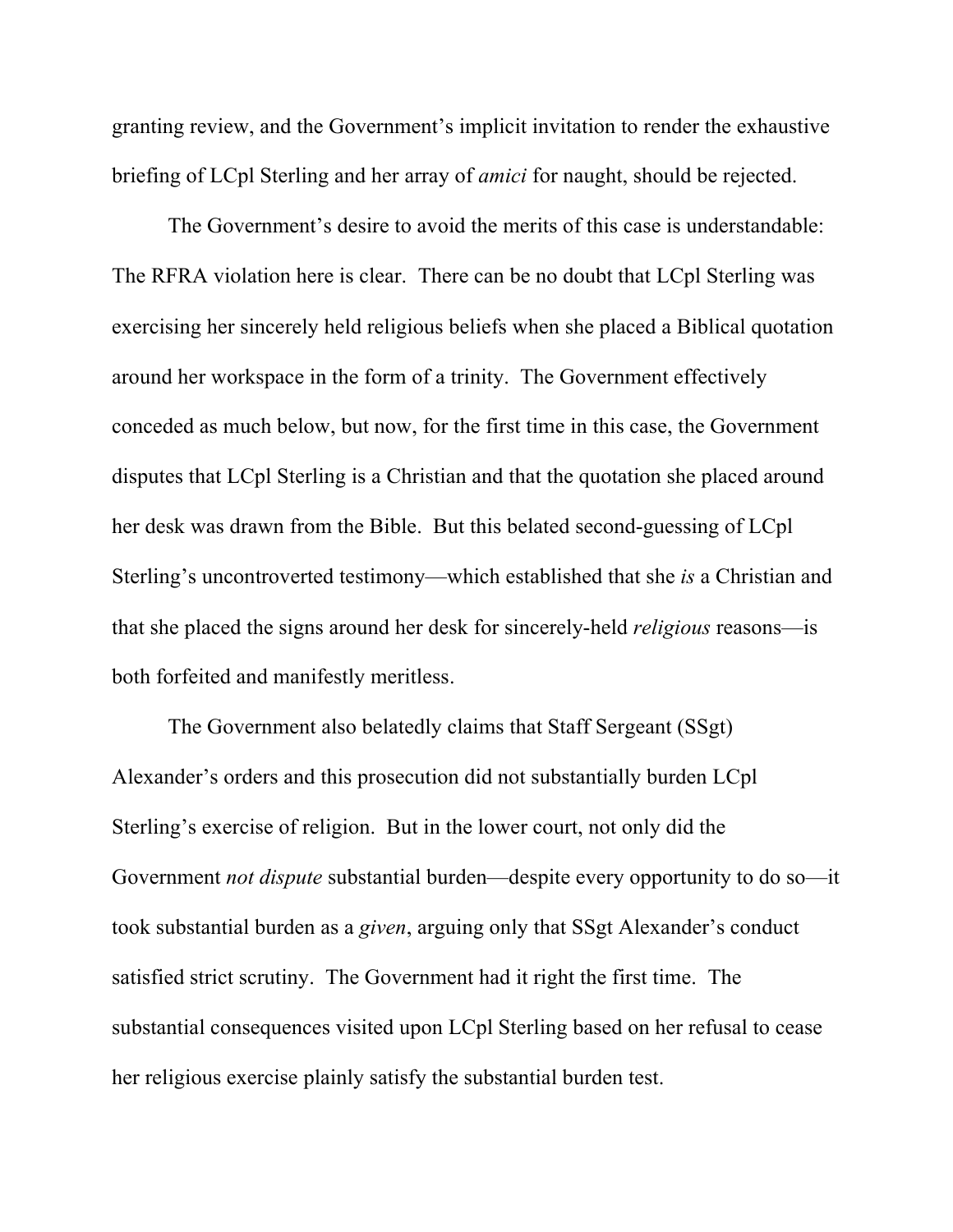granting review, and the Government's implicit invitation to render the exhaustive briefing of LCpl Sterling and her array of *amici* for naught, should be rejected.

The Government's desire to avoid the merits of this case is understandable: The RFRA violation here is clear. There can be no doubt that LCpl Sterling was exercising her sincerely held religious beliefs when she placed a Biblical quotation around her workspace in the form of a trinity. The Government effectively conceded as much below, but now, for the first time in this case, the Government disputes that LCpl Sterling is a Christian and that the quotation she placed around her desk was drawn from the Bible. But this belated second-guessing of LCpl Sterling's uncontroverted testimony—which established that she *is* a Christian and that she placed the signs around her desk for sincerely-held *religious* reasons—is both forfeited and manifestly meritless.

The Government also belatedly claims that Staff Sergeant (SSgt) Alexander's orders and this prosecution did not substantially burden LCpl Sterling's exercise of religion. But in the lower court, not only did the Government *not dispute* substantial burden—despite every opportunity to do so—it took substantial burden as a *given*, arguing only that SSgt Alexander's conduct satisfied strict scrutiny. The Government had it right the first time. The substantial consequences visited upon LCpl Sterling based on her refusal to cease her religious exercise plainly satisfy the substantial burden test.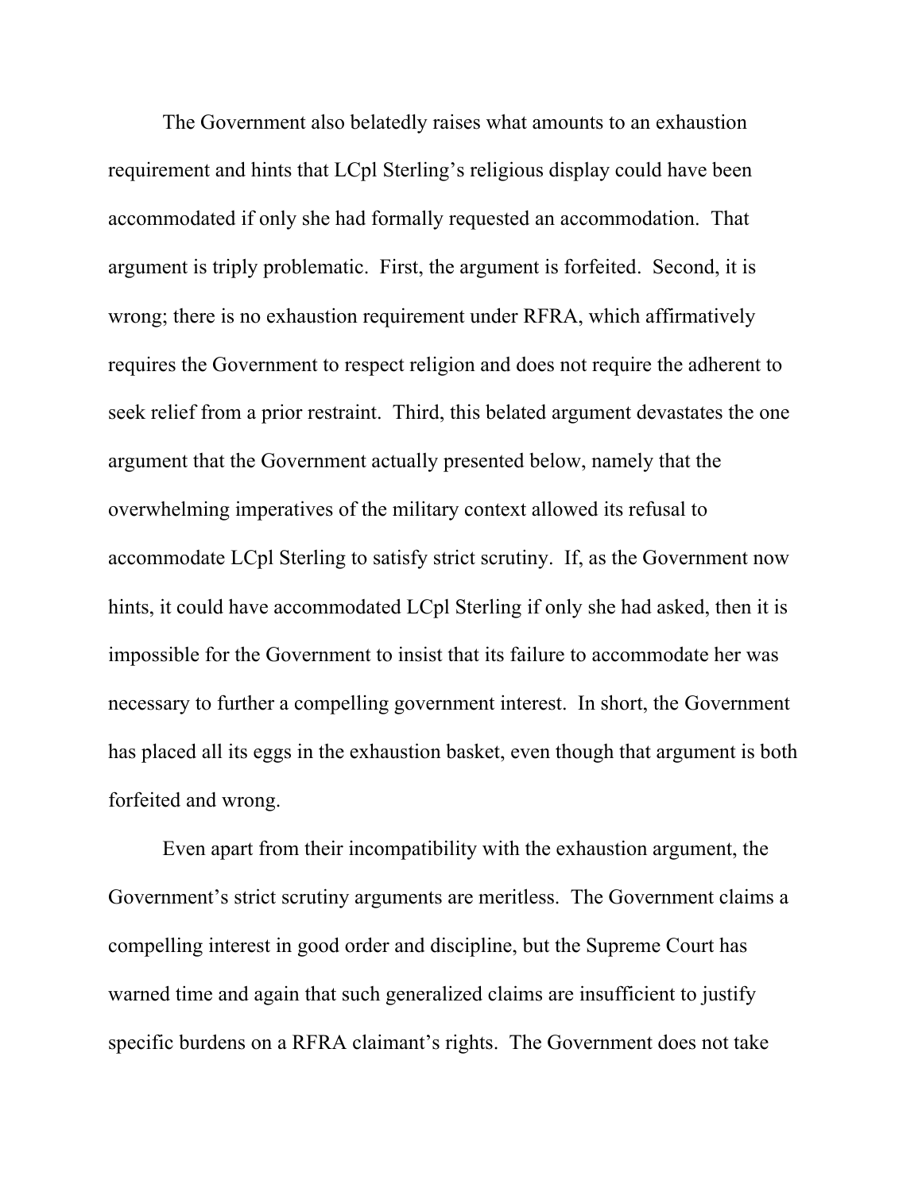The Government also belatedly raises what amounts to an exhaustion requirement and hints that LCpl Sterling's religious display could have been accommodated if only she had formally requested an accommodation. That argument is triply problematic. First, the argument is forfeited. Second, it is wrong; there is no exhaustion requirement under RFRA, which affirmatively requires the Government to respect religion and does not require the adherent to seek relief from a prior restraint. Third, this belated argument devastates the one argument that the Government actually presented below, namely that the overwhelming imperatives of the military context allowed its refusal to accommodate LCpl Sterling to satisfy strict scrutiny. If, as the Government now hints, it could have accommodated LCpl Sterling if only she had asked, then it is impossible for the Government to insist that its failure to accommodate her was necessary to further a compelling government interest. In short, the Government has placed all its eggs in the exhaustion basket, even though that argument is both forfeited and wrong.

Even apart from their incompatibility with the exhaustion argument, the Government's strict scrutiny arguments are meritless. The Government claims a compelling interest in good order and discipline, but the Supreme Court has warned time and again that such generalized claims are insufficient to justify specific burdens on a RFRA claimant's rights. The Government does not take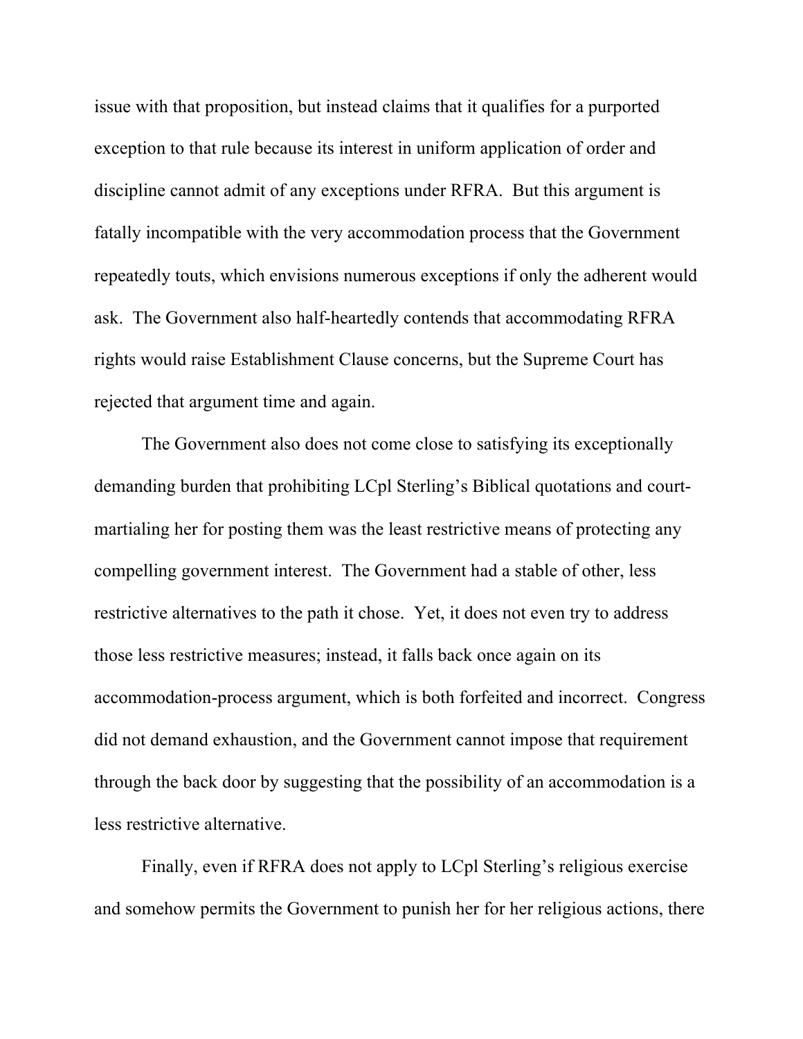issue with that proposition, but instead claims that it qualifies for a purported exception to that rule because its interest in uniform application of order and discipline cannot admit of any exceptions under RFRA. But this argument is fatally incompatible with the very accommodation process that the Government repeatedly touts, which envisions numerous exceptions if only the adherent would ask. The Government also half-heartedly contends that accommodating RFRA rights would raise Establishment Clause concerns, but the Supreme Court has rejected that argument time and again.

The Government also does not come close to satisfying its exceptionally demanding burden that prohibiting LCpl Sterling's Biblical quotations and court-martialing her for posting them was the least restrictive means of protecting any compelling government interest. The Government had a stable of other, less restrictive alternatives to the path it chose. Yet, it does not even try to address those less restrictive measures; instead, it falls back once again on its accommodation-process argument, which is both forfeited and incorrect. Congress did not demand exhaustion, and the Government cannot impose that requirement through the back door by suggesting that the possibility of an accommodation is a less restrictive alternative.

Finally, even if RFRA does not apply to LCpl Sterling's religious exercise and somehow permits the Government to punish her for her religious actions, there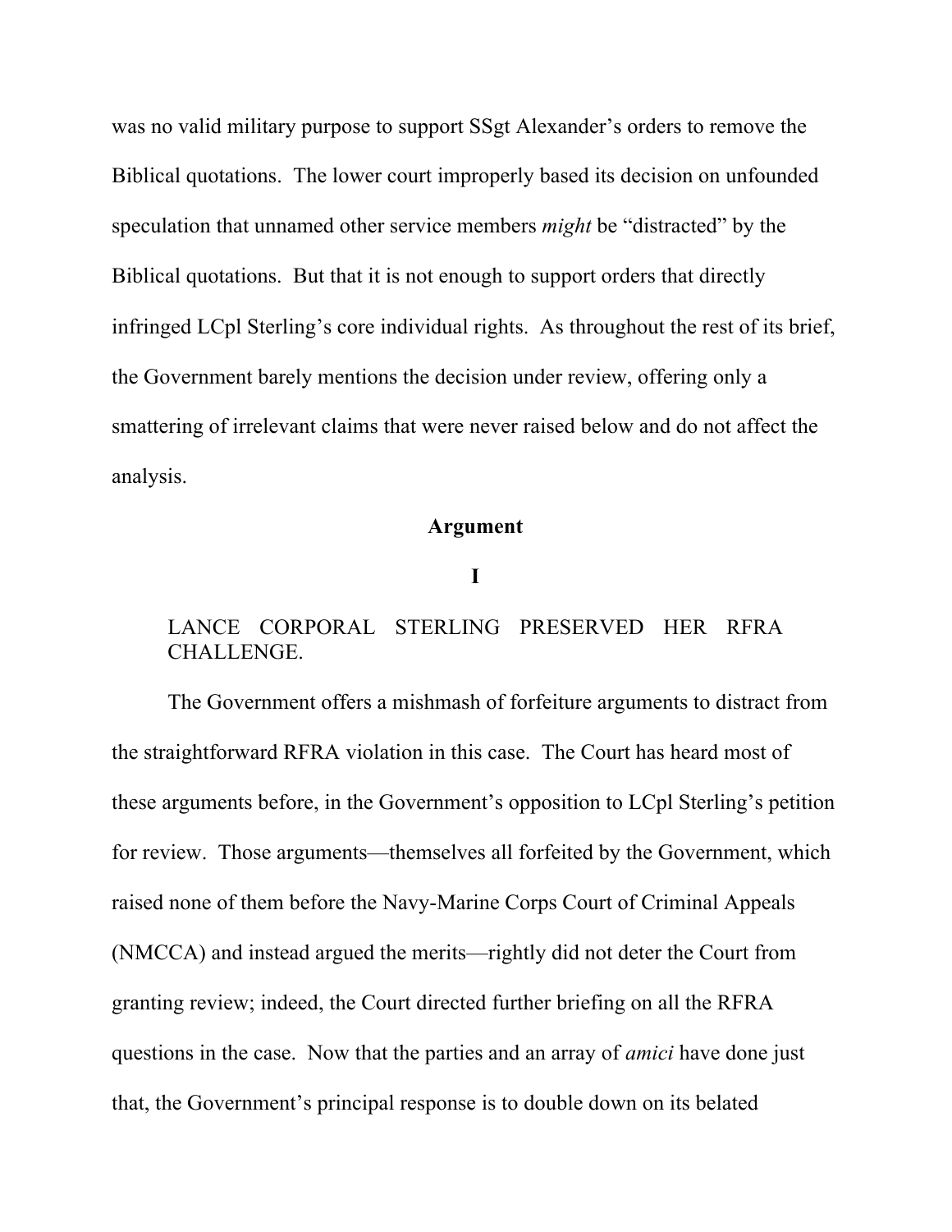was no valid military purpose to support SSgt Alexander's orders to remove the Biblical quotations. The lower court improperly based its decision on unfounded speculation that unnamed other service members *might* be "distracted" by the Biblical quotations. But that it is not enough to support orders that directly infringed LCpl Sterling's core individual rights. As throughout the rest of its brief, the Government barely mentions the decision under review, offering only a smattering of irrelevant claims that were never raised below and do not affect the analysis.

## Argument

### I

### LANCE CORPORAL STERLING PRESERVED HER RFRA CHALLENGE.

The Government offers a mishmash of forfeiture arguments to distract from the straightforward RFRA violation in this case. The Court has heard most of these arguments before, in the Government's opposition to LCpl Sterling's petition for review. Those arguments—themselves all forfeited by the Government, which raised none of them before the Navy-Marine Corps Court of Criminal Appeals (NMCCA) and instead argued the merits—rightly did not deter the Court from granting review; indeed, the Court directed further briefing on all the RFRA questions in the case. Now that the parties and an array of *amici* have done just that, the Government's principal response is to double down on its belated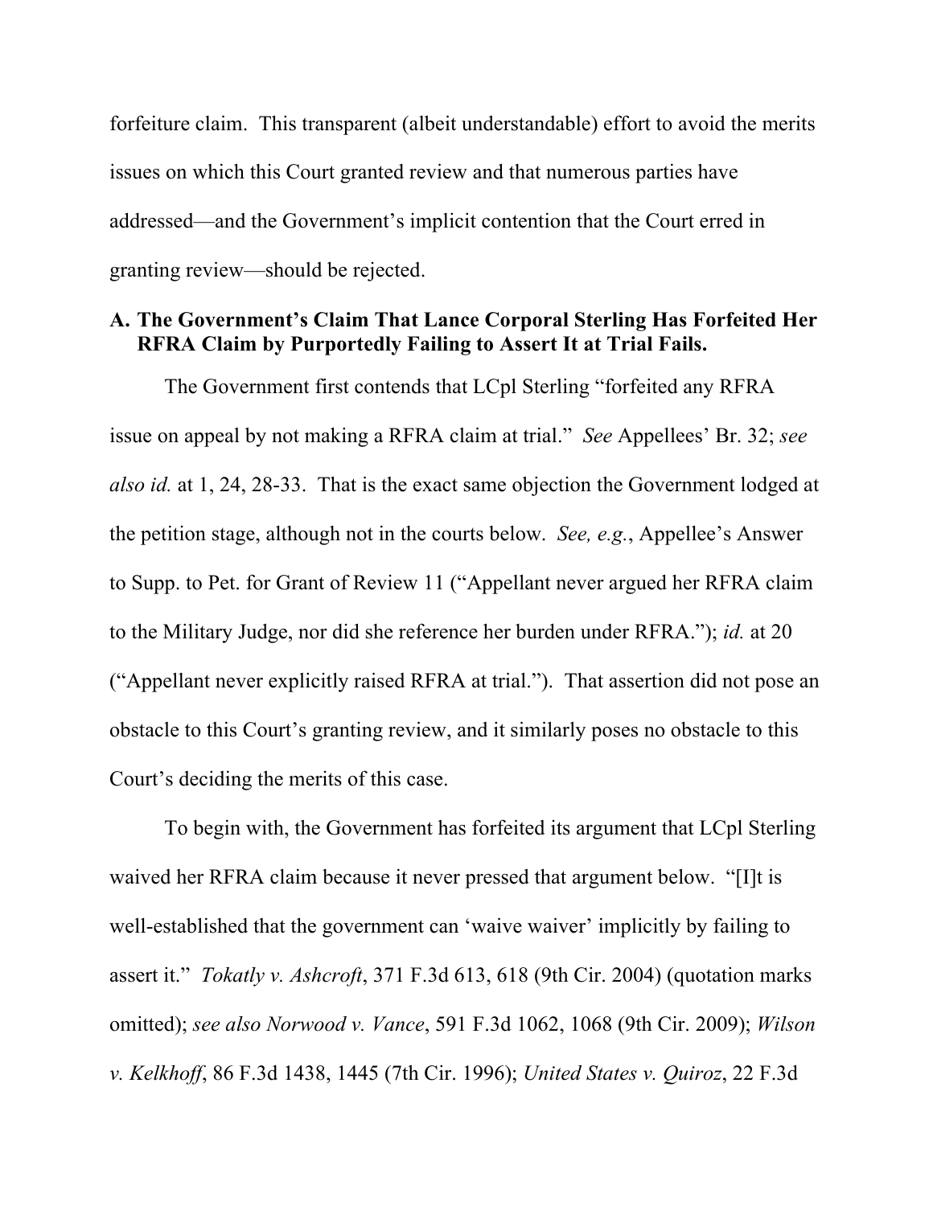forfeiture claim. This transparent (albeit understandable) effort to avoid the merits issues on which this Court granted review and that numerous parties have addressed—and the Government's implicit contention that the Court erred in granting review—should be rejected.

### A. The Government's Claim That Lance Corporal Sterling Has Forfeited Her RFRA Claim by Purportedly Failing to Assert It at Trial Fails.

The Government first contends that LCpl Sterling "forfeited any RFRA issue on appeal by not making a RFRA claim at trial." *See* Appellees' Br. 32; *see also id.* at 1, 24, 28-33. That is the exact same objection the Government lodged at the petition stage, although not in the courts below. *See, e.g.*, Appellee's Answer to Supp. to Pet. for Grant of Review 11 ("Appellant never argued her RFRA claim to the Military Judge, nor did she reference her burden under RFRA."); *id.* at 20 ("Appellant never explicitly raised RFRA at trial."). That assertion did not pose an obstacle to this Court's granting review, and it similarly poses no obstacle to this Court's deciding the merits of this case.

To begin with, the Government has forfeited its argument that LCpl Sterling waived her RFRA claim because it never pressed that argument below. "[I]t is well-established that the government can 'waive waiver' implicitly by failing to assert it." *Tokatly v. Ashcroft*, 371 F.3d 613, 618 (9th Cir. 2004) (quotation marks omitted); *see also Norwood v. Vance*, 591 F.3d 1062, 1068 (9th Cir. 2009); *Wilson v. Kelkhoff*, 86 F.3d 1438, 1445 (7th Cir. 1996); *United States v. Quiroz*, 22 F.3d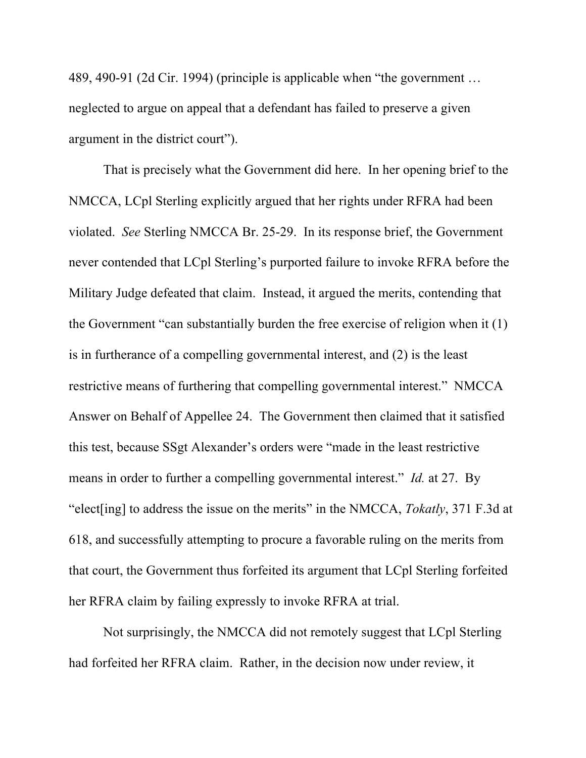489, 490-91 (2d Cir. 1994) (principle is applicable when "the government … neglected to argue on appeal that a defendant has failed to preserve a given argument in the district court").

That is precisely what the Government did here. In her opening brief to the NMCCA, LCpl Sterling explicitly argued that her rights under RFRA had been violated. *See* Sterling NMCCA Br. 25-29. In its response brief, the Government never contended that LCpl Sterling's purported failure to invoke RFRA before the Military Judge defeated that claim. Instead, it argued the merits, contending that the Government "can substantially burden the free exercise of religion when it (1) is in furtherance of a compelling governmental interest, and (2) is the least restrictive means of furthering that compelling governmental interest." NMCCA Answer on Behalf of Appellee 24. The Government then claimed that it satisfied this test, because SSgt Alexander's orders were "made in the least restrictive means in order to further a compelling governmental interest." *Id.* at 27. By "elect[ing] to address the issue on the merits" in the NMCCA, *Tokatly*, 371 F.3d at 618, and successfully attempting to procure a favorable ruling on the merits from that court, the Government thus forfeited its argument that LCpl Sterling forfeited her RFRA claim by failing expressly to invoke RFRA at trial.

Not surprisingly, the NMCCA did not remotely suggest that LCpl Sterling had forfeited her RFRA claim. Rather, in the decision now under review, it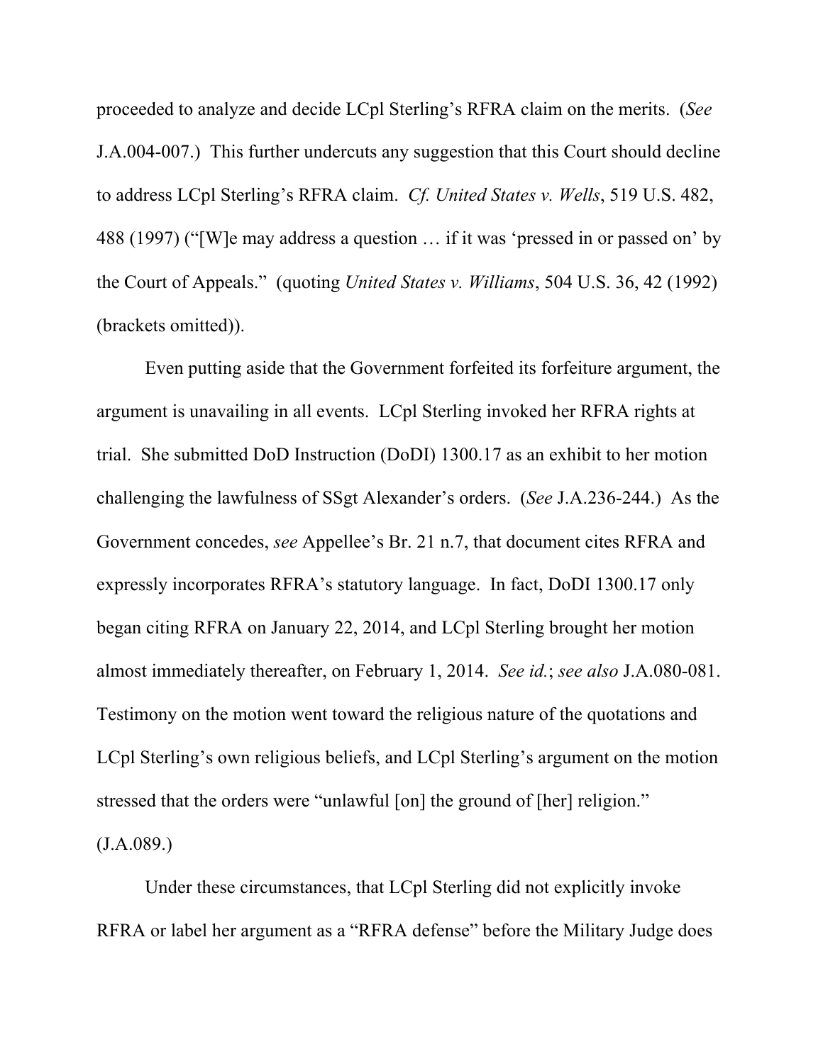proceeded to analyze and decide LCpl Sterling's RFRA claim on the merits. (*See* J.A.004-007.) This further undercuts any suggestion that this Court should decline to address LCpl Sterling's RFRA claim. *Cf. United States v. Wells*, 519 U.S. 482, 488 (1997) ("[W]e may address a question … if it was 'pressed in or passed on' by the Court of Appeals." (quoting *United States v. Williams*, 504 U.S. 36, 42 (1992) (brackets omitted)).

Even putting aside that the Government forfeited its forfeiture argument, the argument is unavailing in all events. LCpl Sterling invoked her RFRA rights at trial. She submitted DoD Instruction (DoDI) 1300.17 as an exhibit to her motion challenging the lawfulness of SSgt Alexander's orders. (*See* J.A.236-244.) As the Government concedes, *see* Appellee's Br. 21 n.7, that document cites RFRA and expressly incorporates RFRA's statutory language. In fact, DoDI 1300.17 only began citing RFRA on January 22, 2014, and LCpl Sterling brought her motion almost immediately thereafter, on February 1, 2014. *See id.*; *see also* J.A.080-081. Testimony on the motion went toward the religious nature of the quotations and LCpl Sterling's own religious beliefs, and LCpl Sterling's argument on the motion stressed that the orders were "unlawful [on] the ground of [her] religion." (J.A.089.)

Under these circumstances, that LCpl Sterling did not explicitly invoke RFRA or label her argument as a "RFRA defense" before the Military Judge does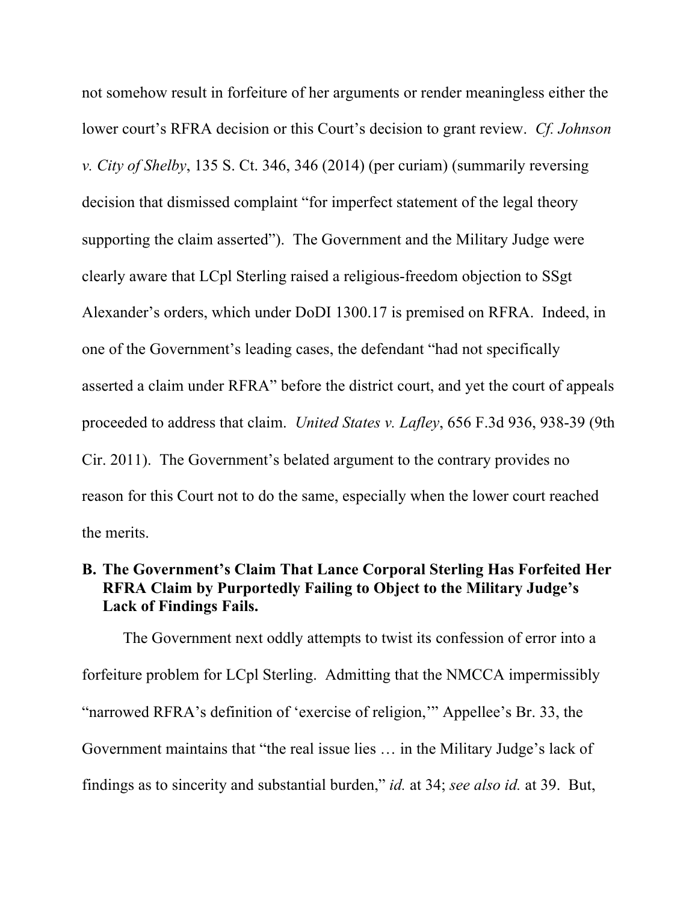not somehow result in forfeiture of her arguments or render meaningless either the lower court's RFRA decision or this Court's decision to grant review. *Cf. Johnson v. City of Shelby*, 135 S. Ct. 346, 346 (2014) (per curiam) (summarily reversing decision that dismissed complaint "for imperfect statement of the legal theory supporting the claim asserted"). The Government and the Military Judge were clearly aware that LCpl Sterling raised a religious-freedom objection to SSgt Alexander's orders, which under DoDI 1300.17 is premised on RFRA. Indeed, in one of the Government's leading cases, the defendant "had not specifically asserted a claim under RFRA" before the district court, and yet the court of appeals proceeded to address that claim. *United States v. Lafley*, 656 F.3d 936, 938-39 (9th Cir. 2011). The Government's belated argument to the contrary provides no reason for this Court not to do the same, especially when the lower court reached the merits.

### B. The Government's Claim That Lance Corporal Sterling Has Forfeited Her RFRA Claim by Purportedly Failing to Object to the Military Judge's Lack of Findings Fails.

The Government next oddly attempts to twist its confession of error into a forfeiture problem for LCpl Sterling. Admitting that the NMCCA impermissibly "narrowed RFRA's definition of 'exercise of religion,'" Appellee's Br. 33, the Government maintains that "the real issue lies … in the Military Judge's lack of findings as to sincerity and substantial burden," *id.* at 34; *see also id.* at 39. But,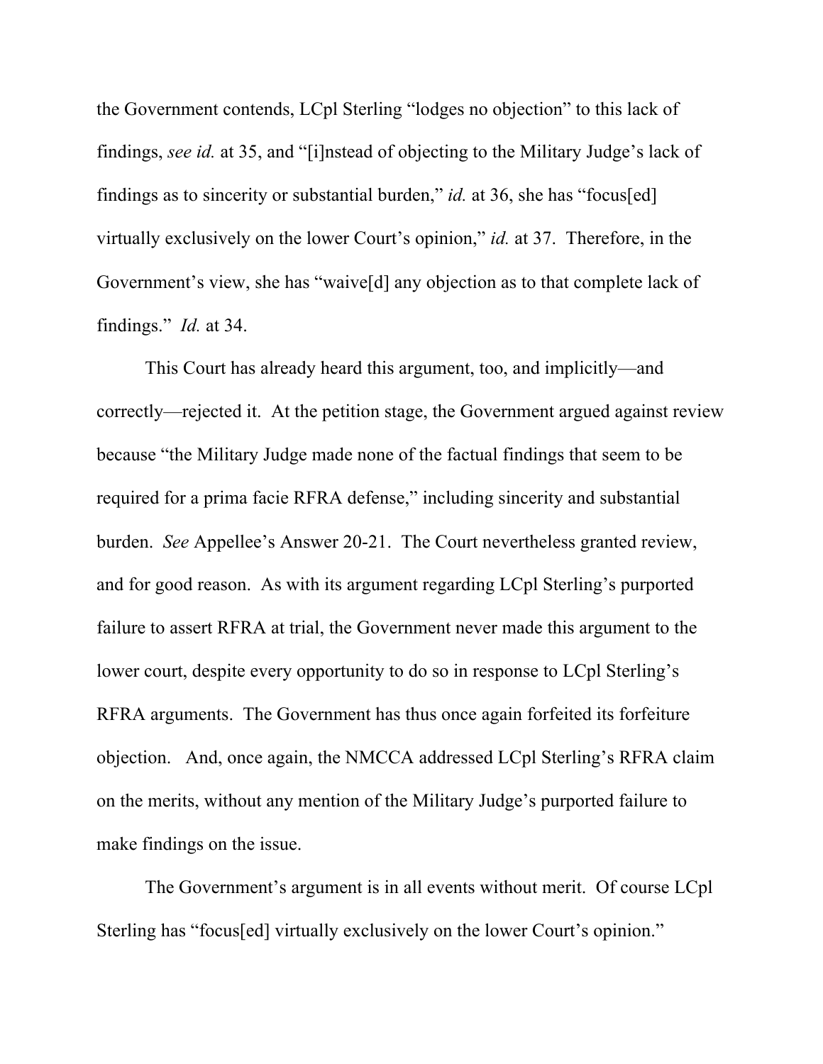the Government contends, LCpl Sterling "lodges no objection" to this lack of findings, *see id.* at 35, and "[i]nstead of objecting to the Military Judge's lack of findings as to sincerity or substantial burden," *id.* at 36, she has "focus[ed] virtually exclusively on the lower Court's opinion," *id.* at 37. Therefore, in the Government's view, she has "waive[d] any objection as to that complete lack of findings." *Id.* at 34.

This Court has already heard this argument, too, and implicitly—and correctly—rejected it. At the petition stage, the Government argued against review because "the Military Judge made none of the factual findings that seem to be required for a prima facie RFRA defense," including sincerity and substantial burden. *See* Appellee's Answer 20-21. The Court nevertheless granted review, and for good reason. As with its argument regarding LCpl Sterling's purported failure to assert RFRA at trial, the Government never made this argument to the lower court, despite every opportunity to do so in response to LCpl Sterling's RFRA arguments. The Government has thus once again forfeited its forfeiture objection. And, once again, the NMCCA addressed LCpl Sterling's RFRA claim on the merits, without any mention of the Military Judge's purported failure to make findings on the issue.

The Government's argument is in all events without merit. Of course LCpl Sterling has "focus[ed] virtually exclusively on the lower Court's opinion."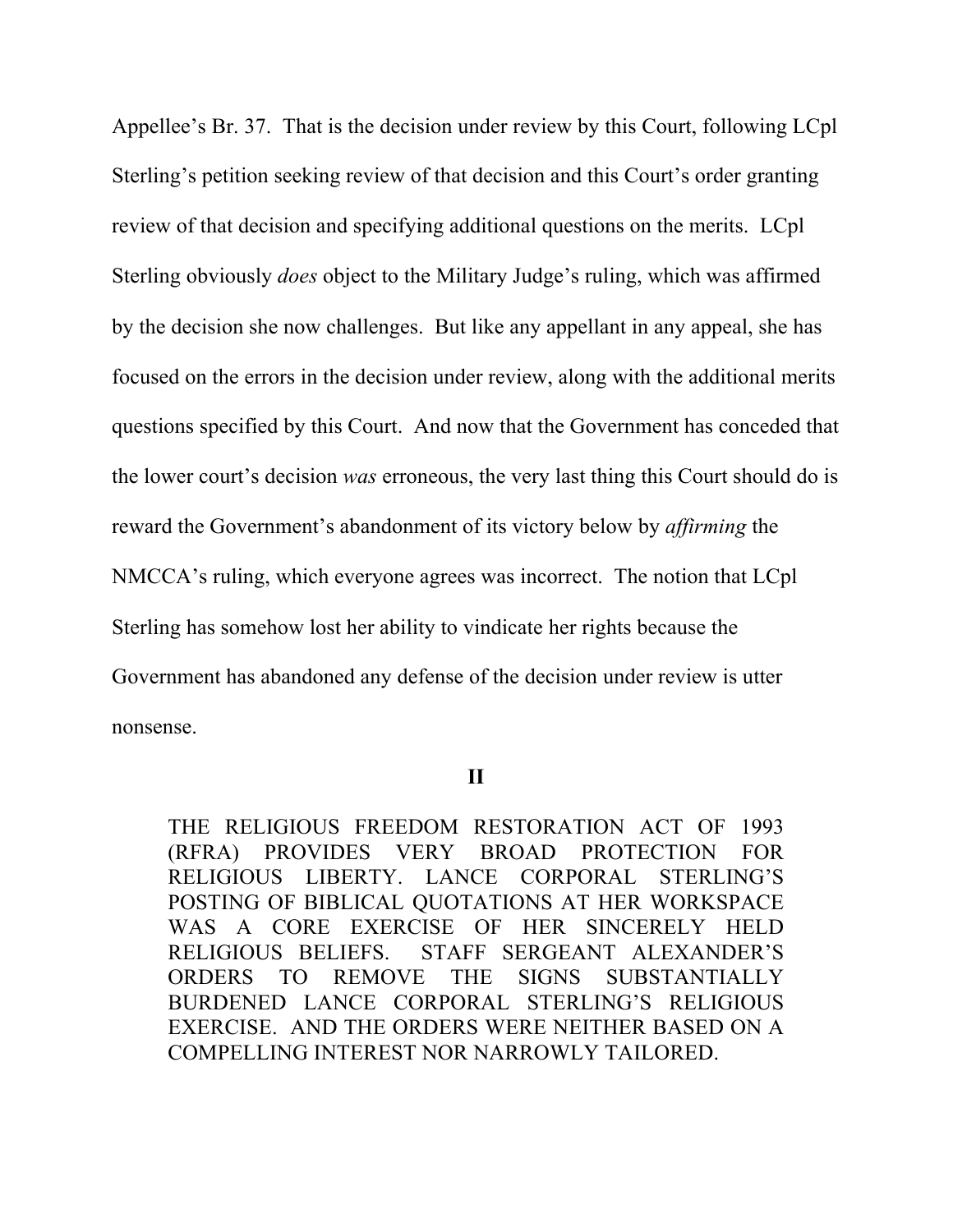Appellee's Br. 37. That is the decision under review by this Court, following LCpl Sterling's petition seeking review of that decision and this Court's order granting review of that decision and specifying additional questions on the merits. LCpl Sterling obviously *does* object to the Military Judge's ruling, which was affirmed by the decision she now challenges. But like any appellant in any appeal, she has focused on the errors in the decision under review, along with the additional merits questions specified by this Court. And now that the Government has conceded that the lower court's decision *was* erroneous, the very last thing this Court should do is reward the Government's abandonment of its victory below by *affirming* the NMCCA's ruling, which everyone agrees was incorrect. The notion that LCpl Sterling has somehow lost her ability to vindicate her rights because the Government has abandoned any defense of the decision under review is utter nonsense.

## II

THE RELIGIOUS FREEDOM RESTORATION ACT OF 1993 (RFRA) PROVIDES VERY BROAD PROTECTION FOR RELIGIOUS LIBERTY. LANCE CORPORAL STERLING'S POSTING OF BIBLICAL QUOTATIONS AT HER WORKSPACE WAS A CORE EXERCISE OF HER SINCERELY HELD RELIGIOUS BELIEFS. STAFF SERGEANT ALEXANDER'S ORDERS TO REMOVE THE SIGNS SUBSTANTIALLY BURDENED LANCE CORPORAL STERLING'S RELIGIOUS EXERCISE. AND THE ORDERS WERE NEITHER BASED ON A COMPELLING INTEREST NOR NARROWLY TAILORED.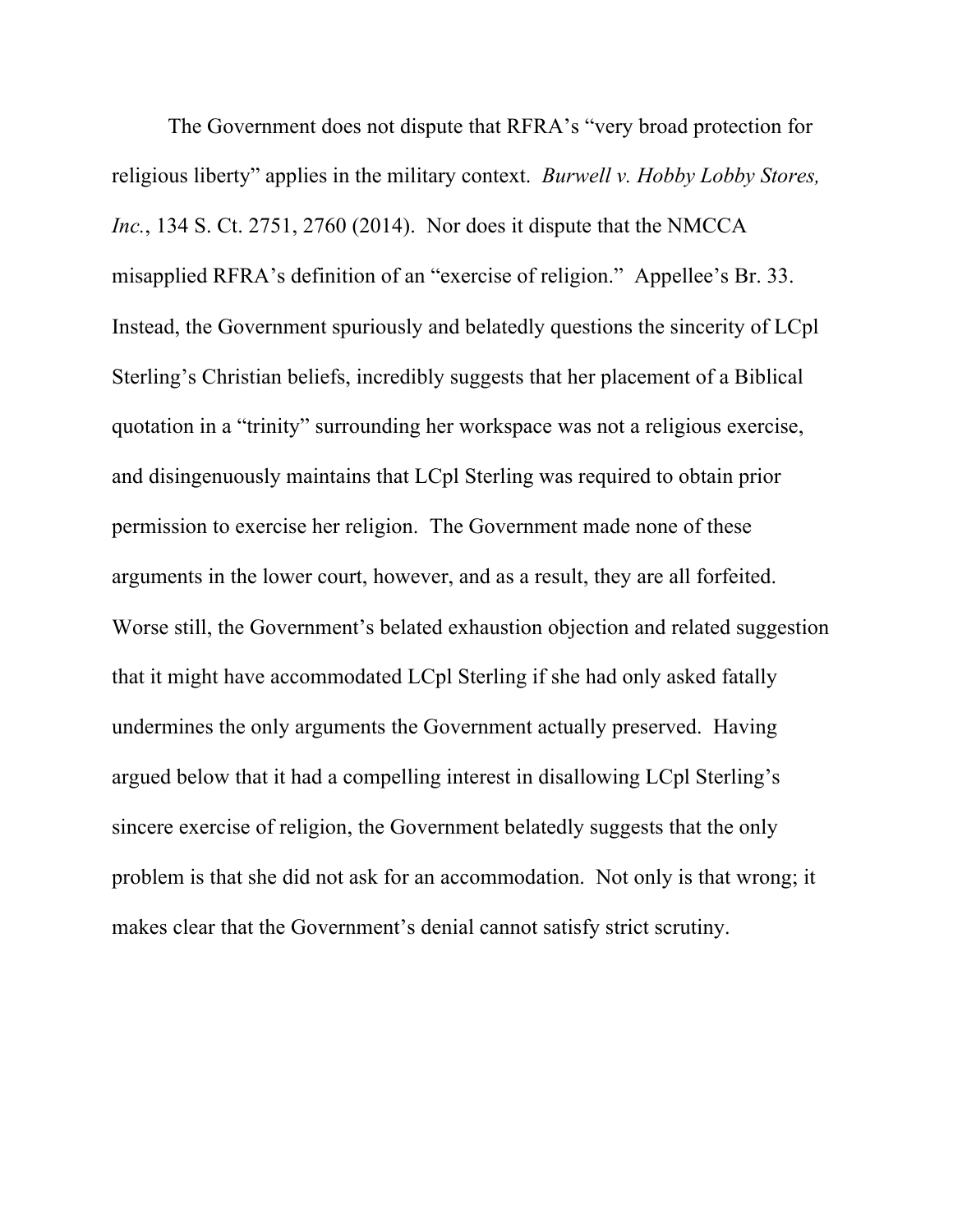The Government does not dispute that RFRA's "very broad protection for religious liberty" applies in the military context. *Burwell v. Hobby Lobby Stores, Inc.*, 134 S. Ct. 2751, 2760 (2014). Nor does it dispute that the NMCCA misapplied RFRA's definition of an "exercise of religion." Appellee's Br. 33. Instead, the Government spuriously and belatedly questions the sincerity of LCpl Sterling's Christian beliefs, incredibly suggests that her placement of a Biblical quotation in a "trinity" surrounding her workspace was not a religious exercise, and disingenuously maintains that LCpl Sterling was required to obtain prior permission to exercise her religion. The Government made none of these arguments in the lower court, however, and as a result, they are all forfeited. Worse still, the Government's belated exhaustion objection and related suggestion that it might have accommodated LCpl Sterling if she had only asked fatally undermines the only arguments the Government actually preserved. Having argued below that it had a compelling interest in disallowing LCpl Sterling's sincere exercise of religion, the Government belatedly suggests that the only problem is that she did not ask for an accommodation. Not only is that wrong; it makes clear that the Government's denial cannot satisfy strict scrutiny.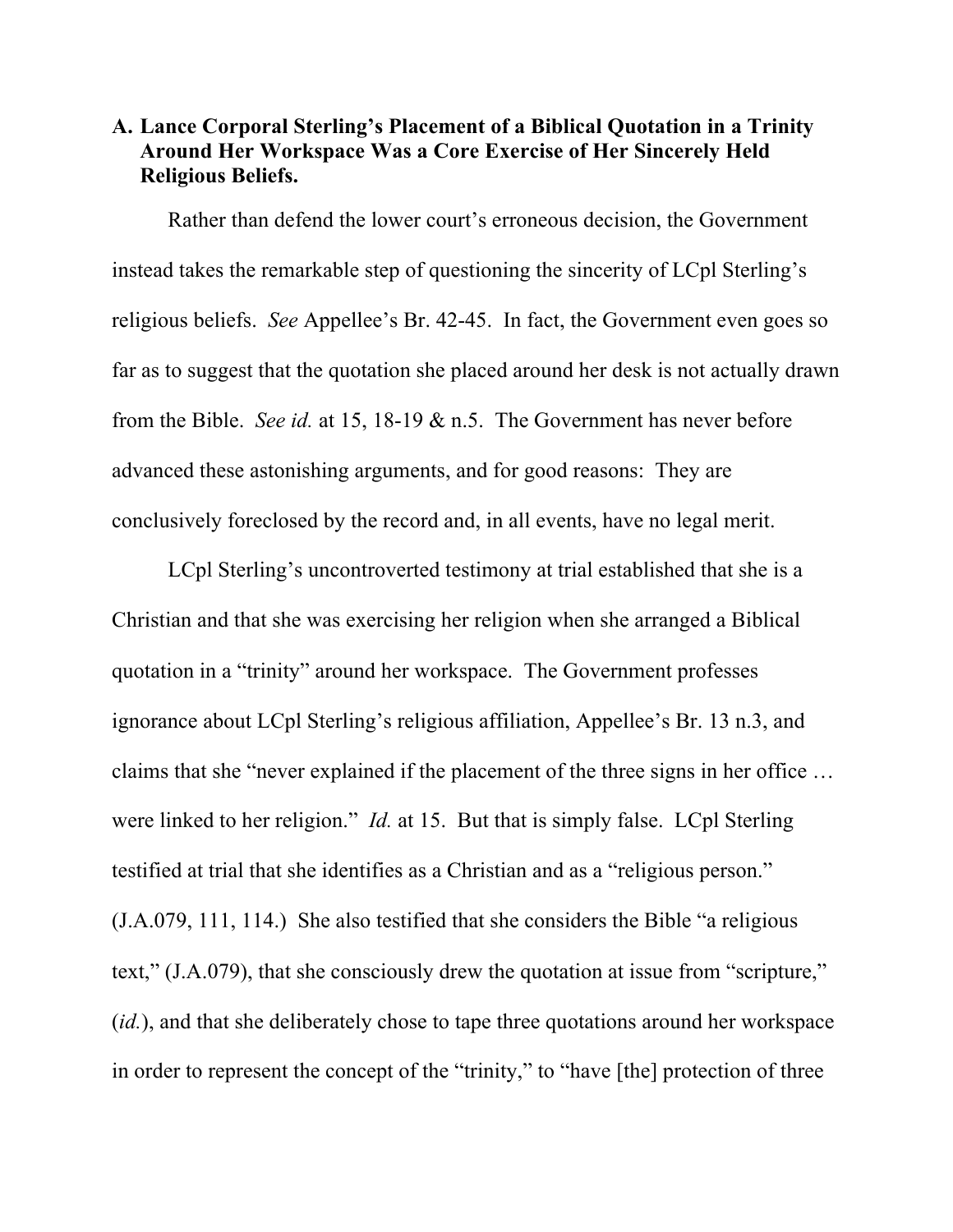### A. Lance Corporal Sterling's Placement of a Biblical Quotation in a Trinity Around Her Workspace Was a Core Exercise of Her Sincerely Held Religious Beliefs.

Rather than defend the lower court's erroneous decision, the Government instead takes the remarkable step of questioning the sincerity of LCpl Sterling's religious beliefs. *See* Appellee's Br. 42-45. In fact, the Government even goes so far as to suggest that the quotation she placed around her desk is not actually drawn from the Bible. *See id.* at 15, 18-19 & n.5. The Government has never before advanced these astonishing arguments, and for good reasons: They are conclusively foreclosed by the record and, in all events, have no legal merit.

LCpl Sterling's uncontroverted testimony at trial established that she is a Christian and that she was exercising her religion when she arranged a Biblical quotation in a "trinity" around her workspace. The Government professes ignorance about LCpl Sterling's religious affiliation, Appellee's Br. 13 n.3, and claims that she "never explained if the placement of the three signs in her office … were linked to her religion." *Id.* at 15. But that is simply false. LCpl Sterling testified at trial that she identifies as a Christian and as a "religious person." (J.A.079, 111, 114.) She also testified that she considers the Bible "a religious text," (J.A.079), that she consciously drew the quotation at issue from "scripture," (*id.*), and that she deliberately chose to tape three quotations around her workspace in order to represent the concept of the "trinity," to "have [the] protection of three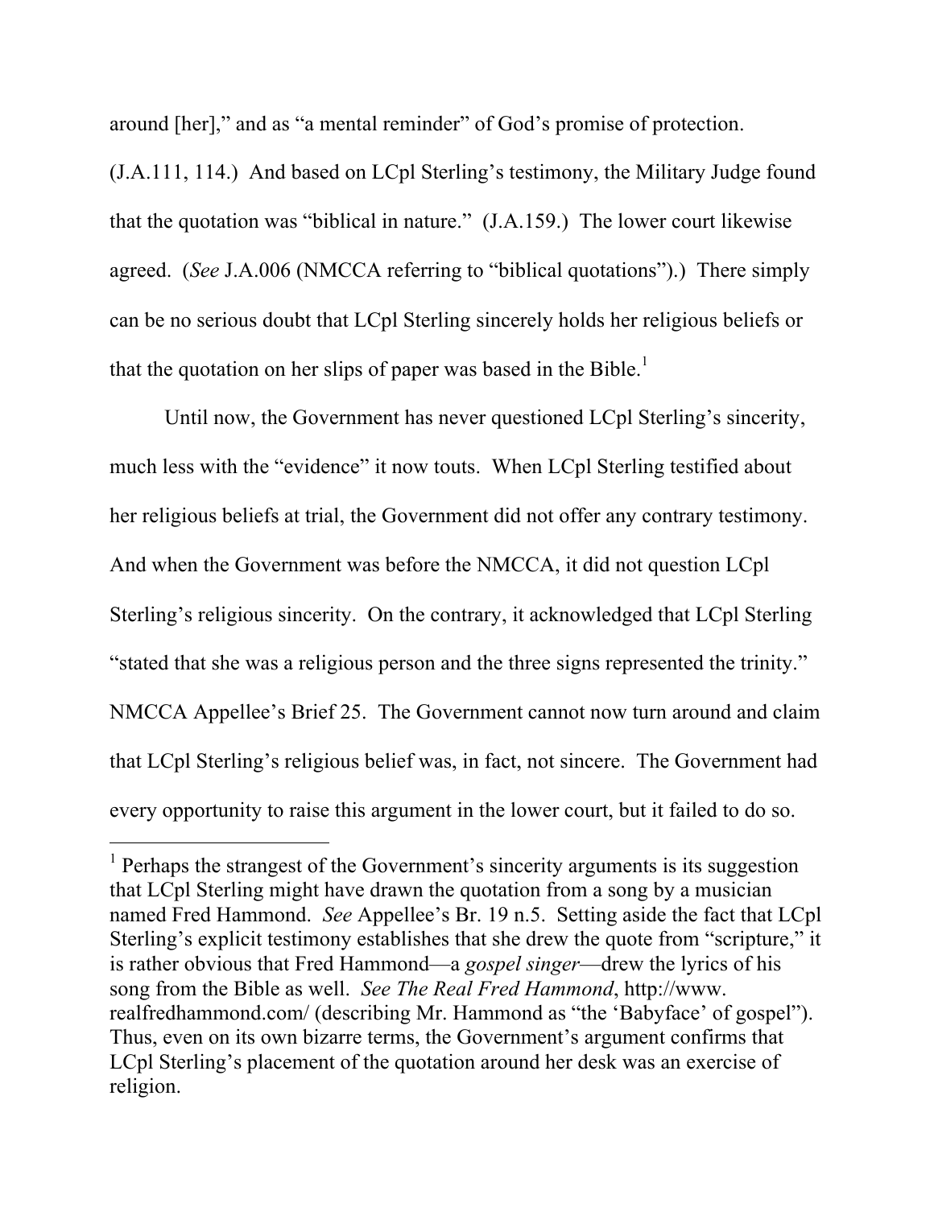around [her]," and as "a mental reminder" of God's promise of protection. (J.A.111, 114.) And based on LCpl Sterling's testimony, the Military Judge found that the quotation was "biblical in nature." (J.A.159.) The lower court likewise agreed. (*See* J.A.006 (NMCCA referring to "biblical quotations").) There simply can be no serious doubt that LCpl Sterling sincerely holds her religious beliefs or that the quotation on her slips of paper was based in the Bible.[1]

Until now, the Government has never questioned LCpl Sterling's sincerity, much less with the "evidence" it now touts. When LCpl Sterling testified about her religious beliefs at trial, the Government did not offer any contrary testimony. And when the Government was before the NMCCA, it did not question LCpl Sterling's religious sincerity. On the contrary, it acknowledged that LCpl Sterling "stated that she was a religious person and the three signs represented the trinity." NMCCA Appellee's Brief 25. The Government cannot now turn around and claim that LCpl Sterling's religious belief was, in fact, not sincere. The Government had every opportunity to raise this argument in the lower court, but it failed to do so.

---

[1] Perhaps the strangest of the Government's sincerity arguments is its suggestion that LCpl Sterling might have drawn the quotation from a song by a musician named Fred Hammond. *See* Appellee's Br. 19 n.5. Setting aside the fact that LCpl Sterling's explicit testimony establishes that she drew the quote from "scripture," it is rather obvious that Fred Hammond—a *gospel singer*—drew the lyrics of his song from the Bible as well. *See The Real Fred Hammond*, http://www.realfredhammond.com/ (describing Mr. Hammond as "the 'Babyface' of gospel"). Thus, even on its own bizarre terms, the Government's argument confirms that LCpl Sterling's placement of the quotation around her desk was an exercise of religion.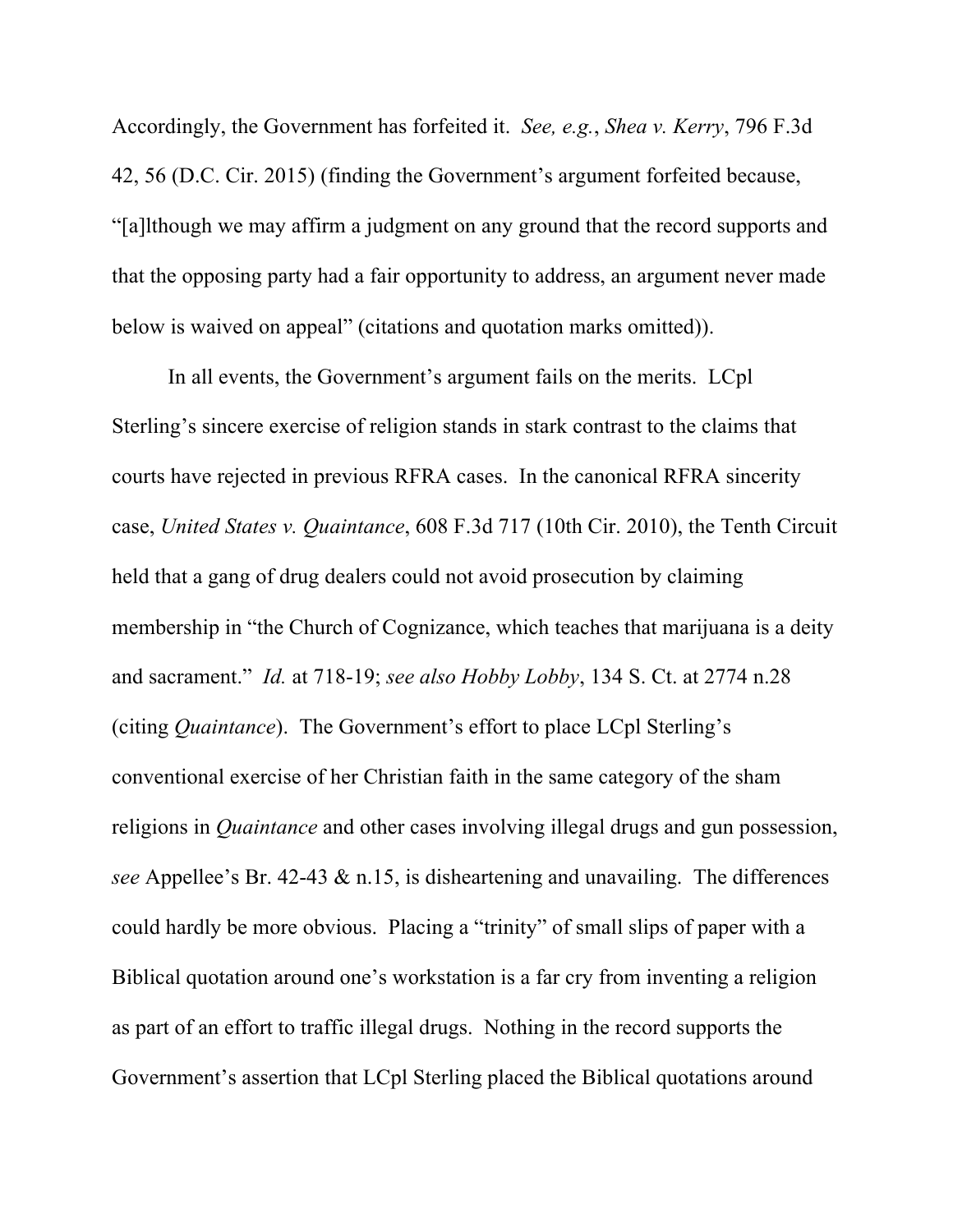Accordingly, the Government has forfeited it. *See, e.g.*, *Shea v. Kerry*, 796 F.3d 42, 56 (D.C. Cir. 2015) (finding the Government's argument forfeited because, "[a]lthough we may affirm a judgment on any ground that the record supports and that the opposing party had a fair opportunity to address, an argument never made below is waived on appeal" (citations and quotation marks omitted)).

In all events, the Government's argument fails on the merits. LCpl Sterling's sincere exercise of religion stands in stark contrast to the claims that courts have rejected in previous RFRA cases. In the canonical RFRA sincerity case, *United States v. Quaintance*, 608 F.3d 717 (10th Cir. 2010), the Tenth Circuit held that a gang of drug dealers could not avoid prosecution by claiming membership in "the Church of Cognizance, which teaches that marijuana is a deity and sacrament." *Id.* at 718-19; *see also Hobby Lobby*, 134 S. Ct. at 2774 n.28 (citing *Quaintance*). The Government's effort to place LCpl Sterling's conventional exercise of her Christian faith in the same category of the sham religions in *Quaintance* and other cases involving illegal drugs and gun possession, *see* Appellee's Br. 42-43 & n.15, is disheartening and unavailing. The differences could hardly be more obvious. Placing a "trinity" of small slips of paper with a Biblical quotation around one's workstation is a far cry from inventing a religion as part of an effort to traffic illegal drugs. Nothing in the record supports the Government's assertion that LCpl Sterling placed the Biblical quotations around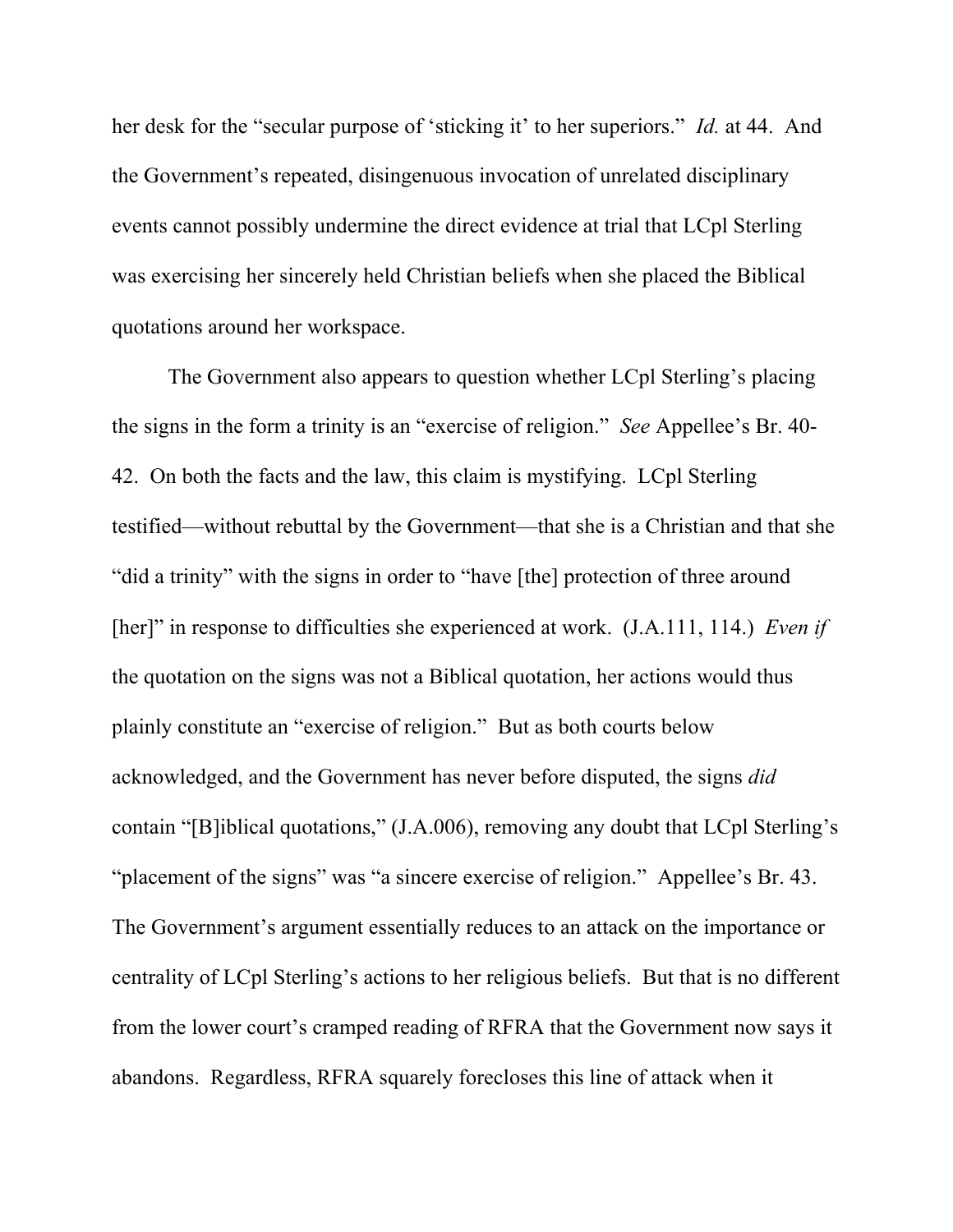her desk for the "secular purpose of 'sticking it' to her superiors." *Id.* at 44. And the Government's repeated, disingenuous invocation of unrelated disciplinary events cannot possibly undermine the direct evidence at trial that LCpl Sterling was exercising her sincerely held Christian beliefs when she placed the Biblical quotations around her workspace.

The Government also appears to question whether LCpl Sterling's placing the signs in the form a trinity is an "exercise of religion." *See* Appellee's Br. 40-42. On both the facts and the law, this claim is mystifying. LCpl Sterling testified—without rebuttal by the Government—that she is a Christian and that she "did a trinity" with the signs in order to "have [the] protection of three around [her]" in response to difficulties she experienced at work. (J.A.111, 114.) *Even if* the quotation on the signs was not a Biblical quotation, her actions would thus plainly constitute an "exercise of religion." But as both courts below acknowledged, and the Government has never before disputed, the signs *did* contain "[B]iblical quotations," (J.A.006), removing any doubt that LCpl Sterling's "placement of the signs" was "a sincere exercise of religion." Appellee's Br. 43. The Government's argument essentially reduces to an attack on the importance or centrality of LCpl Sterling's actions to her religious beliefs. But that is no different from the lower court's cramped reading of RFRA that the Government now says it abandons. Regardless, RFRA squarely forecloses this line of attack when it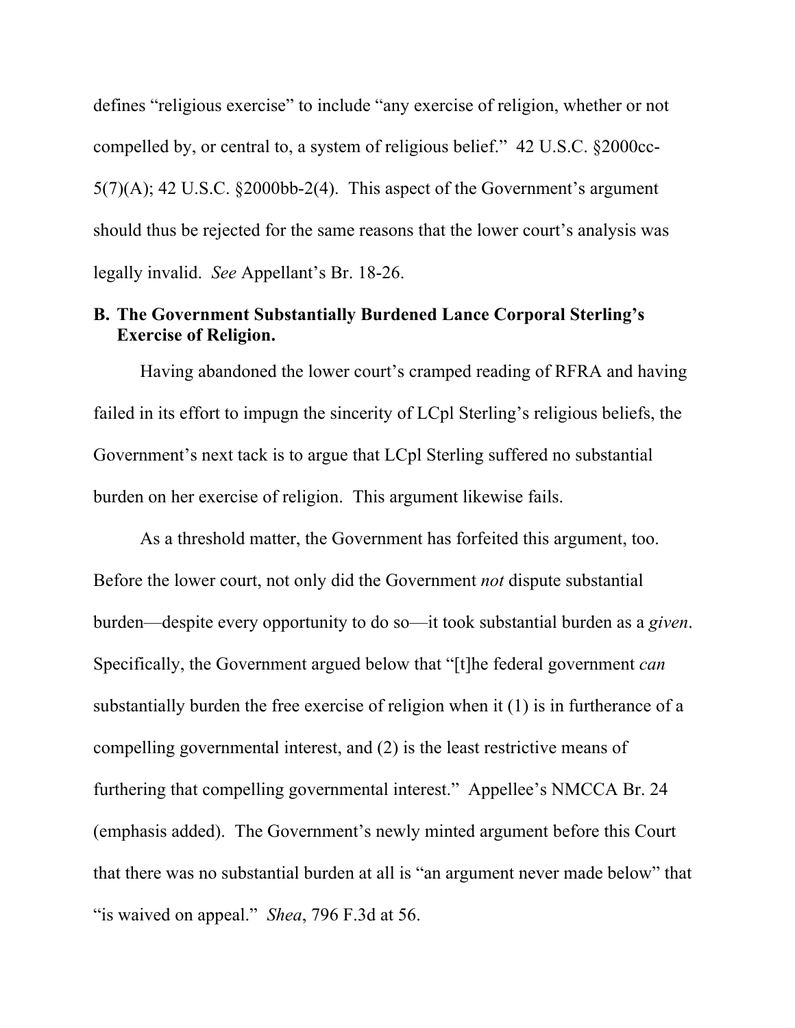defines "religious exercise" to include "any exercise of religion, whether or not compelled by, or central to, a system of religious belief." 42 U.S.C. §2000cc-5(7)(A); 42 U.S.C. §2000bb-2(4). This aspect of the Government's argument should thus be rejected for the same reasons that the lower court's analysis was legally invalid. *See* Appellant's Br. 18-26.

### B. The Government Substantially Burdened Lance Corporal Sterling's Exercise of Religion.

Having abandoned the lower court's cramped reading of RFRA and having failed in its effort to impugn the sincerity of LCpl Sterling's religious beliefs, the Government's next tack is to argue that LCpl Sterling suffered no substantial burden on her exercise of religion. This argument likewise fails.

As a threshold matter, the Government has forfeited this argument, too. Before the lower court, not only did the Government *not* dispute substantial burden—despite every opportunity to do so—it took substantial burden as a *given*. Specifically, the Government argued below that "[t]he federal government *can* substantially burden the free exercise of religion when it (1) is in furtherance of a compelling governmental interest, and (2) is the least restrictive means of furthering that compelling governmental interest." Appellee's NMCCA Br. 24 (emphasis added). The Government's newly minted argument before this Court that there was no substantial burden at all is "an argument never made below" that "is waived on appeal." *Shea*, 796 F.3d at 56.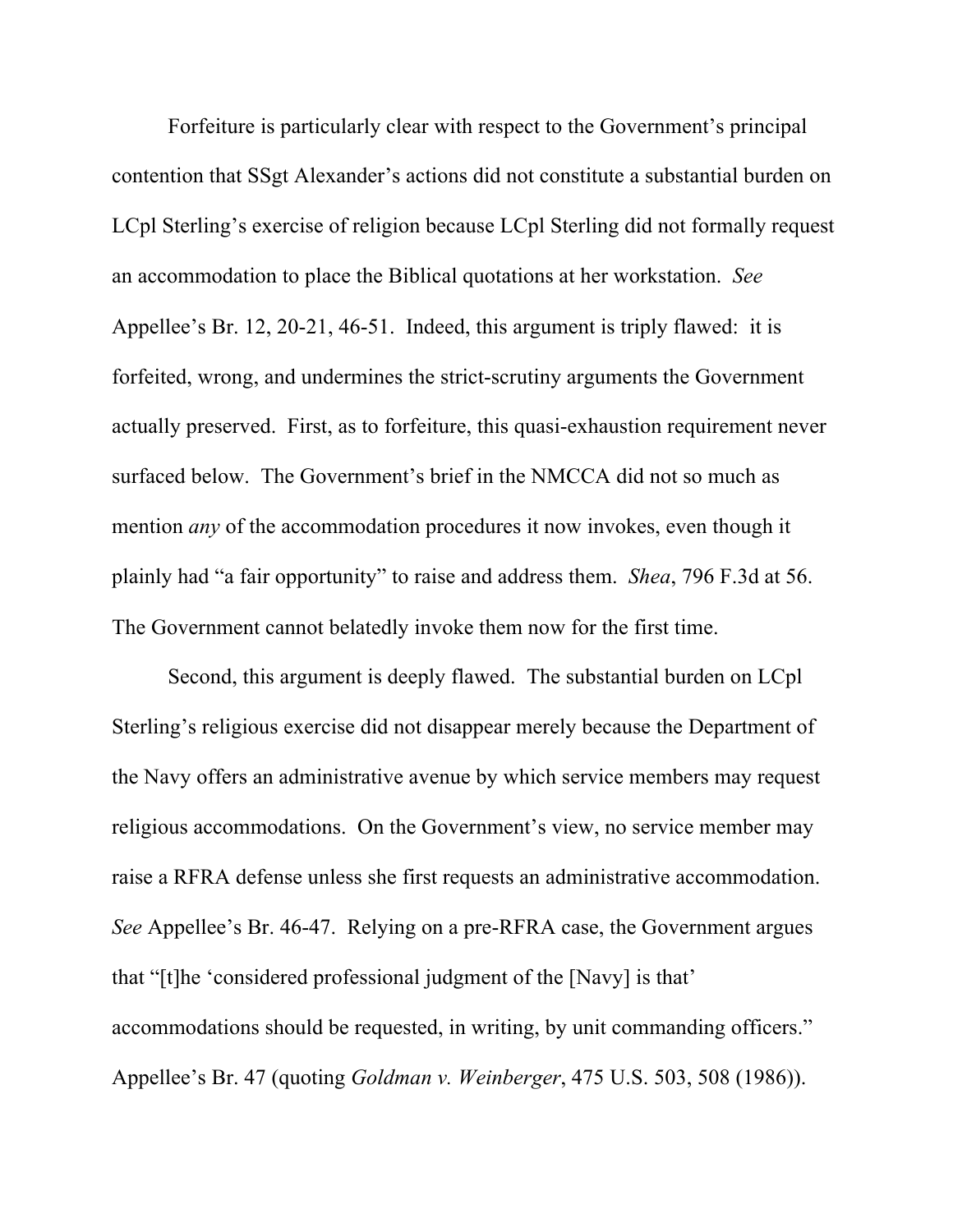Forfeiture is particularly clear with respect to the Government's principal contention that SSgt Alexander's actions did not constitute a substantial burden on LCpl Sterling's exercise of religion because LCpl Sterling did not formally request an accommodation to place the Biblical quotations at her workstation. *See* Appellee's Br. 12, 20-21, 46-51. Indeed, this argument is triply flawed: it is forfeited, wrong, and undermines the strict-scrutiny arguments the Government actually preserved. First, as to forfeiture, this quasi-exhaustion requirement never surfaced below. The Government's brief in the NMCCA did not so much as mention *any* of the accommodation procedures it now invokes, even though it plainly had "a fair opportunity" to raise and address them. *Shea*, 796 F.3d at 56. The Government cannot belatedly invoke them now for the first time.

Second, this argument is deeply flawed. The substantial burden on LCpl Sterling's religious exercise did not disappear merely because the Department of the Navy offers an administrative avenue by which service members may request religious accommodations. On the Government's view, no service member may raise a RFRA defense unless she first requests an administrative accommodation. *See* Appellee's Br. 46-47. Relying on a pre-RFRA case, the Government argues that "[t]he 'considered professional judgment of the [Navy] is that' accommodations should be requested, in writing, by unit commanding officers." Appellee's Br. 47 (quoting *Goldman v. Weinberger*, 475 U.S. 503, 508 (1986)).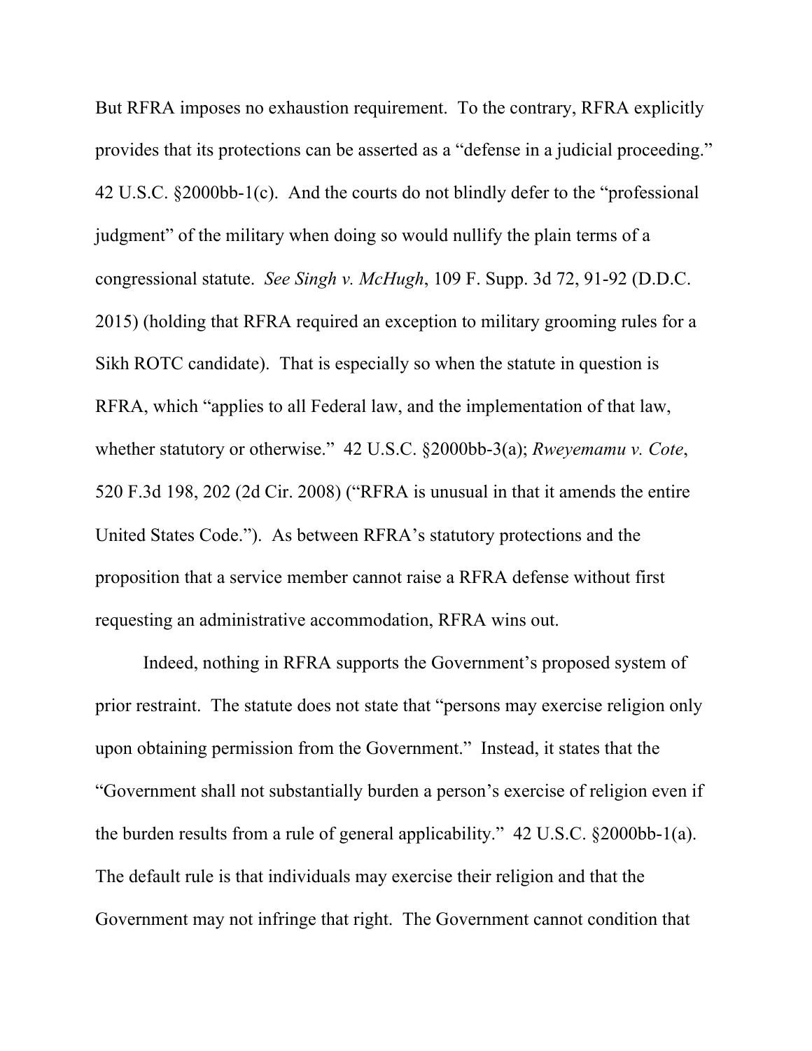But RFRA imposes no exhaustion requirement. To the contrary, RFRA explicitly provides that its protections can be asserted as a "defense in a judicial proceeding." 42 U.S.C. §2000bb-1(c). And the courts do not blindly defer to the "professional judgment" of the military when doing so would nullify the plain terms of a congressional statute. *See Singh v. McHugh*, 109 F. Supp. 3d 72, 91-92 (D.D.C. 2015) (holding that RFRA required an exception to military grooming rules for a Sikh ROTC candidate). That is especially so when the statute in question is RFRA, which "applies to all Federal law, and the implementation of that law, whether statutory or otherwise." 42 U.S.C. §2000bb-3(a); *Rweyemamu v. Cote*, 520 F.3d 198, 202 (2d Cir. 2008) ("RFRA is unusual in that it amends the entire United States Code."). As between RFRA's statutory protections and the proposition that a service member cannot raise a RFRA defense without first requesting an administrative accommodation, RFRA wins out.

Indeed, nothing in RFRA supports the Government's proposed system of prior restraint. The statute does not state that "persons may exercise religion only upon obtaining permission from the Government." Instead, it states that the "Government shall not substantially burden a person's exercise of religion even if the burden results from a rule of general applicability." 42 U.S.C. §2000bb-1(a). The default rule is that individuals may exercise their religion and that the Government may not infringe that right. The Government cannot condition that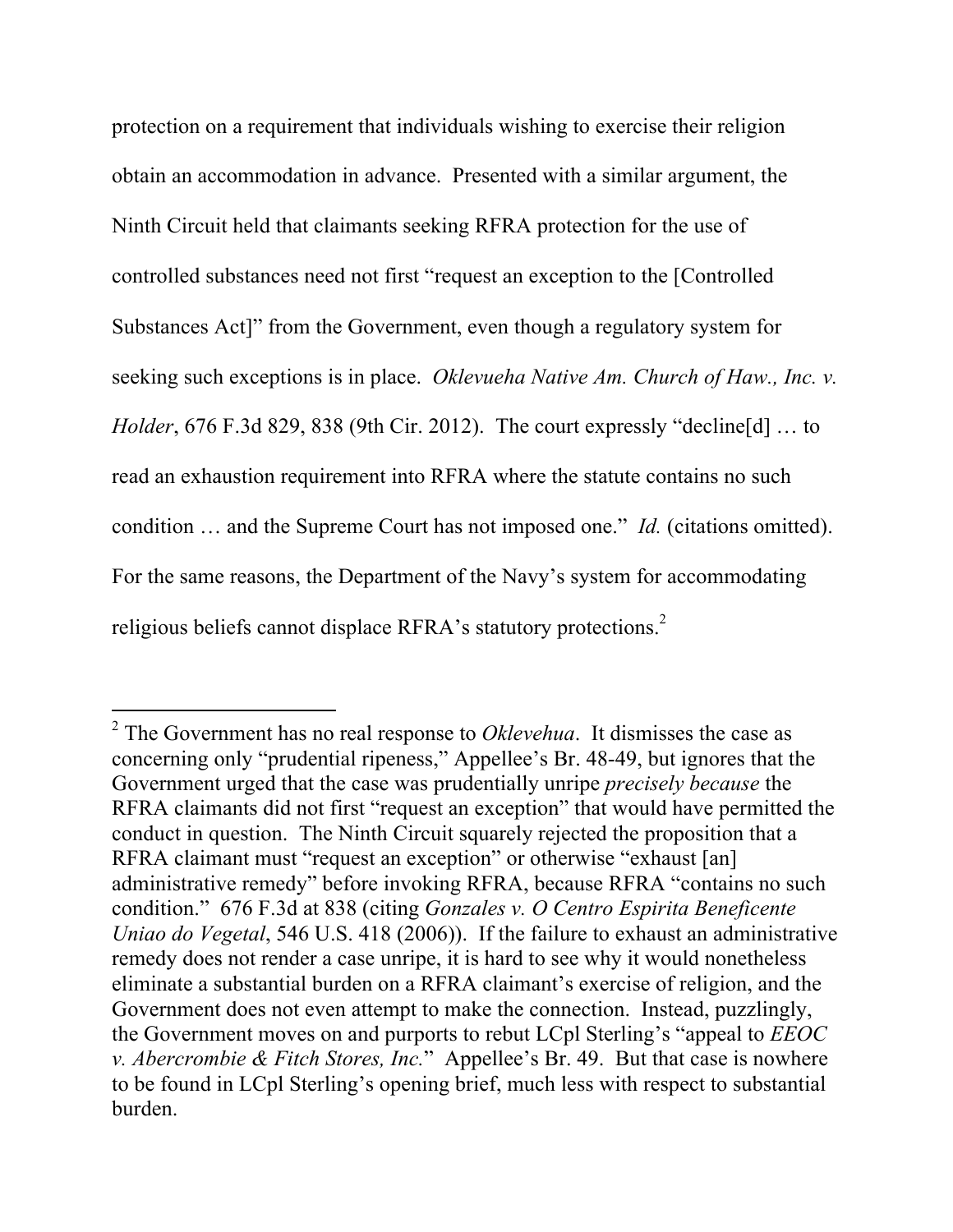protection on a requirement that individuals wishing to exercise their religion obtain an accommodation in advance. Presented with a similar argument, the Ninth Circuit held that claimants seeking RFRA protection for the use of controlled substances need not first "request an exception to the [Controlled Substances Act]" from the Government, even though a regulatory system for seeking such exceptions is in place. *Oklevueha Native Am. Church of Haw., Inc. v. Holder*, 676 F.3d 829, 838 (9th Cir. 2012). The court expressly "decline[d] … to read an exhaustion requirement into RFRA where the statute contains no such condition … and the Supreme Court has not imposed one." *Id.* (citations omitted). For the same reasons, the Department of the Navy's system for accommodating religious beliefs cannot displace RFRA's statutory protections.[2]

---

[2] The Government has no real response to *Oklevehua*. It dismisses the case as concerning only "prudential ripeness," Appellee's Br. 48-49, but ignores that the Government urged that the case was prudentially unripe *precisely because* the RFRA claimants did not first "request an exception" that would have permitted the conduct in question. The Ninth Circuit squarely rejected the proposition that a RFRA claimant must "request an exception" or otherwise "exhaust [an] administrative remedy" before invoking RFRA, because RFRA "contains no such condition." 676 F.3d at 838 (citing *Gonzales v. O Centro Espirita Beneficente Uniao do Vegetal*, 546 U.S. 418 (2006)). If the failure to exhaust an administrative remedy does not render a case unripe, it is hard to see why it would nonetheless eliminate a substantial burden on a RFRA claimant's exercise of religion, and the Government does not even attempt to make the connection. Instead, puzzlingly, the Government moves on and purports to rebut LCpl Sterling's "appeal to *EEOC v. Abercrombie & Fitch Stores, Inc.*" Appellee's Br. 49. But that case is nowhere to be found in LCpl Sterling's opening brief, much less with respect to substantial burden.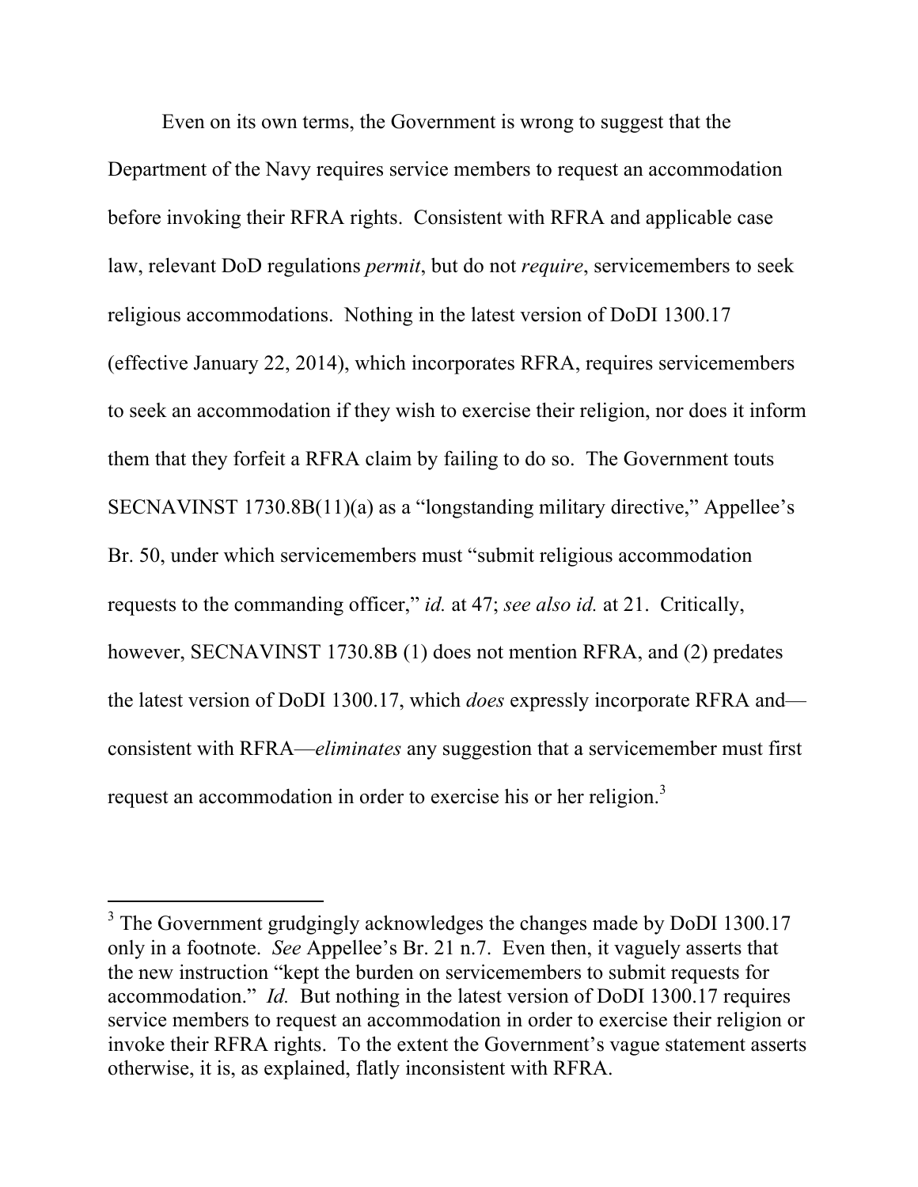Even on its own terms, the Government is wrong to suggest that the Department of the Navy requires service members to request an accommodation before invoking their RFRA rights. Consistent with RFRA and applicable case law, relevant DoD regulations *permit*, but do not *require*, servicemembers to seek religious accommodations. Nothing in the latest version of DoDI 1300.17 (effective January 22, 2014), which incorporates RFRA, requires servicemembers to seek an accommodation if they wish to exercise their religion, nor does it inform them that they forfeit a RFRA claim by failing to do so. The Government touts SECNAVINST 1730.8B(11)(a) as a "longstanding military directive," Appellee's Br. 50, under which servicemembers must "submit religious accommodation requests to the commanding officer," *id.* at 47; *see also id.* at 21. Critically, however, SECNAVINST 1730.8B (1) does not mention RFRA, and (2) predates the latest version of DoDI 1300.17, which *does* expressly incorporate RFRA and—consistent with RFRA—*eliminates* any suggestion that a servicemember must first request an accommodation in order to exercise his or her religion.[3]

---

[3] The Government grudgingly acknowledges the changes made by DoDI 1300.17 only in a footnote. *See* Appellee's Br. 21 n.7. Even then, it vaguely asserts that the new instruction "kept the burden on servicemembers to submit requests for accommodation." *Id.* But nothing in the latest version of DoDI 1300.17 requires service members to request an accommodation in order to exercise their religion or invoke their RFRA rights. To the extent the Government's vague statement asserts otherwise, it is, as explained, flatly inconsistent with RFRA.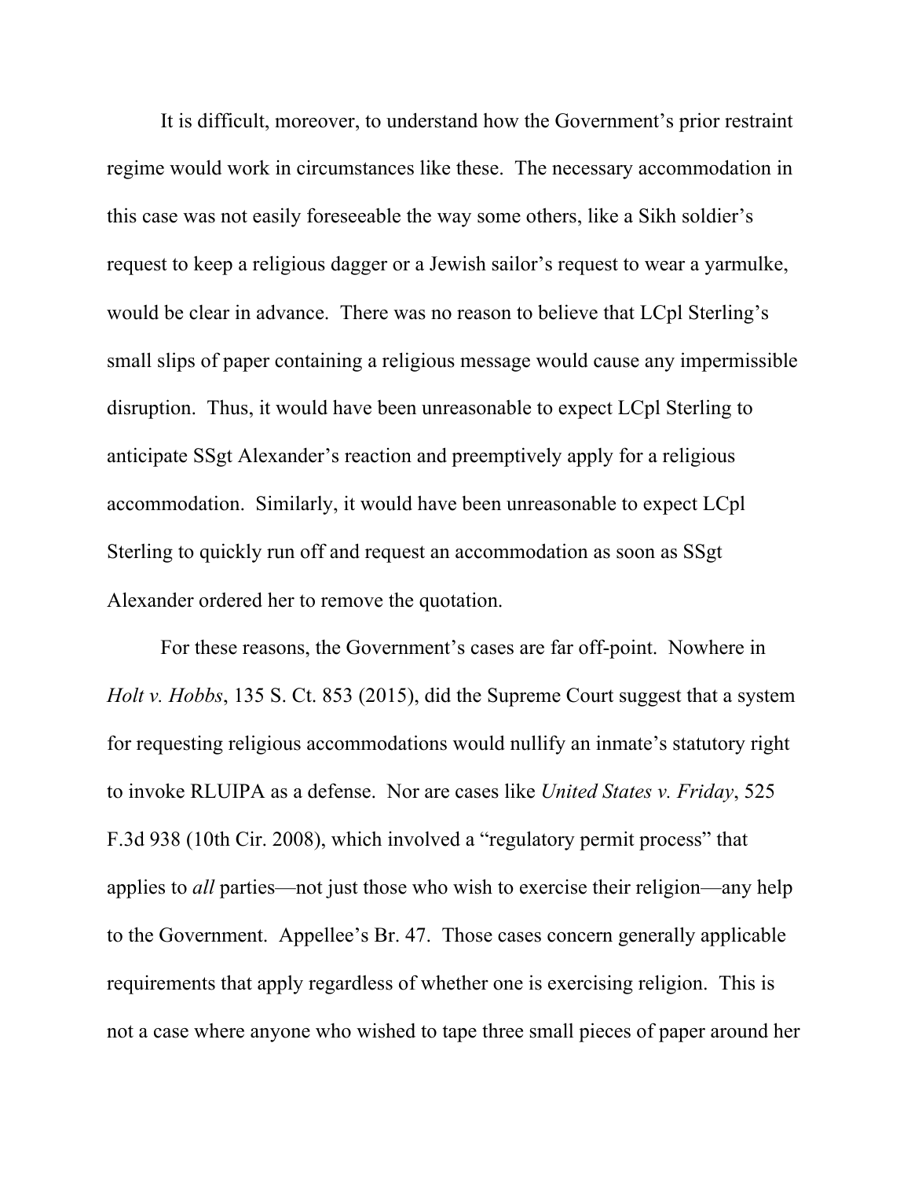It is difficult, moreover, to understand how the Government's prior restraint regime would work in circumstances like these. The necessary accommodation in this case was not easily foreseeable the way some others, like a Sikh soldier's request to keep a religious dagger or a Jewish sailor's request to wear a yarmulke, would be clear in advance. There was no reason to believe that LCpl Sterling's small slips of paper containing a religious message would cause any impermissible disruption. Thus, it would have been unreasonable to expect LCpl Sterling to anticipate SSgt Alexander's reaction and preemptively apply for a religious accommodation. Similarly, it would have been unreasonable to expect LCpl Sterling to quickly run off and request an accommodation as soon as SSgt Alexander ordered her to remove the quotation.

For these reasons, the Government's cases are far off-point. Nowhere in *Holt v. Hobbs*, 135 S. Ct. 853 (2015), did the Supreme Court suggest that a system for requesting religious accommodations would nullify an inmate's statutory right to invoke RLUIPA as a defense. Nor are cases like *United States v. Friday*, 525 F.3d 938 (10th Cir. 2008), which involved a "regulatory permit process" that applies to *all* parties—not just those who wish to exercise their religion—any help to the Government. Appellee's Br. 47. Those cases concern generally applicable requirements that apply regardless of whether one is exercising religion. This is not a case where anyone who wished to tape three small pieces of paper around her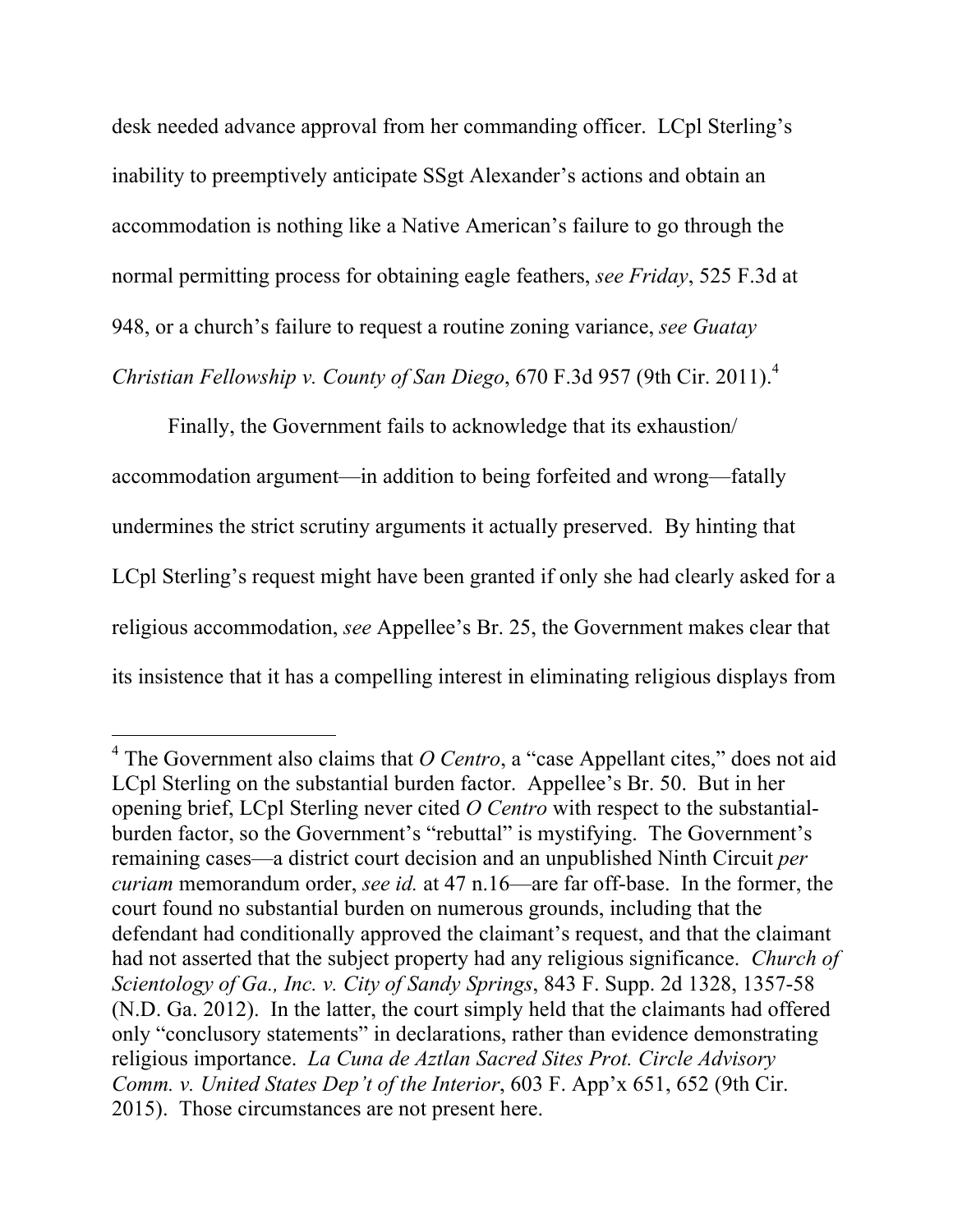desk needed advance approval from her commanding officer. LCpl Sterling's inability to preemptively anticipate SSgt Alexander's actions and obtain an accommodation is nothing like a Native American's failure to go through the normal permitting process for obtaining eagle feathers, *see Friday*, 525 F.3d at 948, or a church's failure to request a routine zoning variance, *see Guatay Christian Fellowship v. County of San Diego*, 670 F.3d 957 (9th Cir. 2011).[4]

Finally, the Government fails to acknowledge that its exhaustion/accommodation argument—in addition to being forfeited and wrong—fatally undermines the strict scrutiny arguments it actually preserved. By hinting that LCpl Sterling's request might have been granted if only she had clearly asked for a religious accommodation, *see* Appellee's Br. 25, the Government makes clear that its insistence that it has a compelling interest in eliminating religious displays from

---

[4] The Government also claims that *O Centro*, a "case Appellant cites," does not aid LCpl Sterling on the substantial burden factor. Appellee's Br. 50. But in her opening brief, LCpl Sterling never cited *O Centro* with respect to the substantial-burden factor, so the Government's "rebuttal" is mystifying. The Government's remaining cases—a district court decision and an unpublished Ninth Circuit *per curiam* memorandum order, *see id.* at 47 n.16—are far off-base. In the former, the court found no substantial burden on numerous grounds, including that the defendant had conditionally approved the claimant's request, and that the claimant had not asserted that the subject property had any religious significance. *Church of Scientology of Ga., Inc. v. City of Sandy Springs*, 843 F. Supp. 2d 1328, 1357-58 (N.D. Ga. 2012). In the latter, the court simply held that the claimants had offered only "conclusory statements" in declarations, rather than evidence demonstrating religious importance. *La Cuna de Aztlan Sacred Sites Prot. Circle Advisory Comm. v. United States Dep't of the Interior*, 603 F. App'x 651, 652 (9th Cir. 2015). Those circumstances are not present here.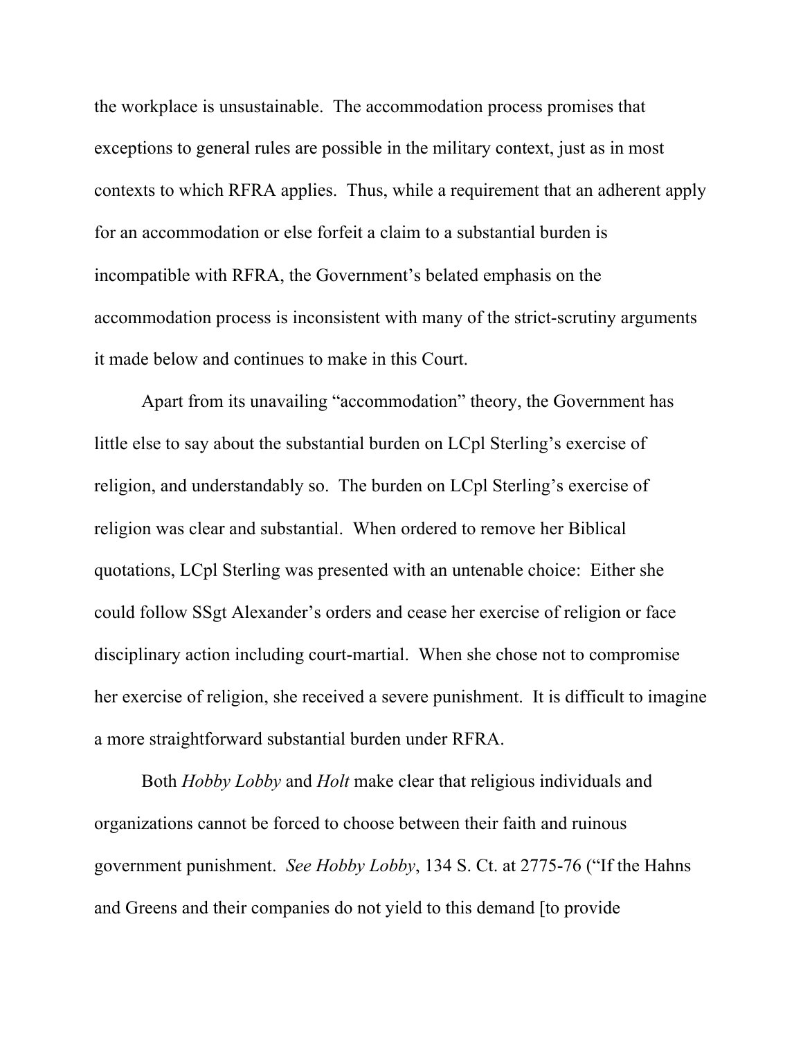the workplace is unsustainable. The accommodation process promises that exceptions to general rules are possible in the military context, just as in most contexts to which RFRA applies. Thus, while a requirement that an adherent apply for an accommodation or else forfeit a claim to a substantial burden is incompatible with RFRA, the Government's belated emphasis on the accommodation process is inconsistent with many of the strict-scrutiny arguments it made below and continues to make in this Court.

Apart from its unavailing "accommodation" theory, the Government has little else to say about the substantial burden on LCpl Sterling's exercise of religion, and understandably so. The burden on LCpl Sterling's exercise of religion was clear and substantial. When ordered to remove her Biblical quotations, LCpl Sterling was presented with an untenable choice: Either she could follow SSgt Alexander's orders and cease her exercise of religion or face disciplinary action including court-martial. When she chose not to compromise her exercise of religion, she received a severe punishment. It is difficult to imagine a more straightforward substantial burden under RFRA.

Both *Hobby Lobby* and *Holt* make clear that religious individuals and organizations cannot be forced to choose between their faith and ruinous government punishment. *See Hobby Lobby*, 134 S. Ct. at 2775-76 ("If the Hahns and Greens and their companies do not yield to this demand [to provide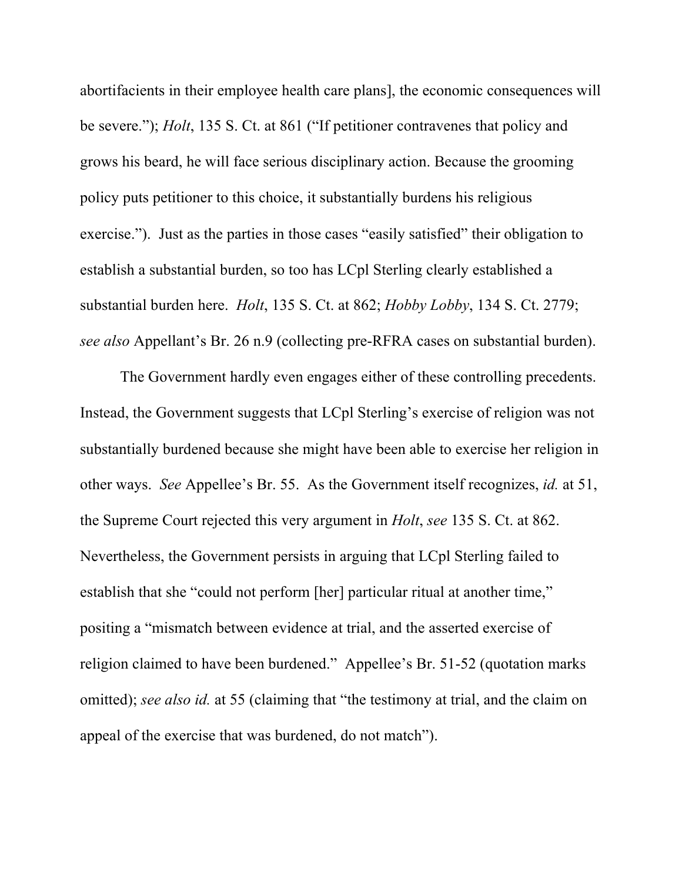abortifacients in their employee health care plans], the economic consequences will be severe."); *Holt*, 135 S. Ct. at 861 ("If petitioner contravenes that policy and grows his beard, he will face serious disciplinary action. Because the grooming policy puts petitioner to this choice, it substantially burdens his religious exercise."). Just as the parties in those cases "easily satisfied" their obligation to establish a substantial burden, so too has LCpl Sterling clearly established a substantial burden here. *Holt*, 135 S. Ct. at 862; *Hobby Lobby*, 134 S. Ct. 2779; *see also* Appellant's Br. 26 n.9 (collecting pre-RFRA cases on substantial burden).

The Government hardly even engages either of these controlling precedents. Instead, the Government suggests that LCpl Sterling's exercise of religion was not substantially burdened because she might have been able to exercise her religion in other ways. *See* Appellee's Br. 55. As the Government itself recognizes, *id.* at 51, the Supreme Court rejected this very argument in *Holt*, *see* 135 S. Ct. at 862. Nevertheless, the Government persists in arguing that LCpl Sterling failed to establish that she "could not perform [her] particular ritual at another time," positing a "mismatch between evidence at trial, and the asserted exercise of religion claimed to have been burdened." Appellee's Br. 51-52 (quotation marks omitted); *see also id.* at 55 (claiming that "the testimony at trial, and the claim on appeal of the exercise that was burdened, do not match").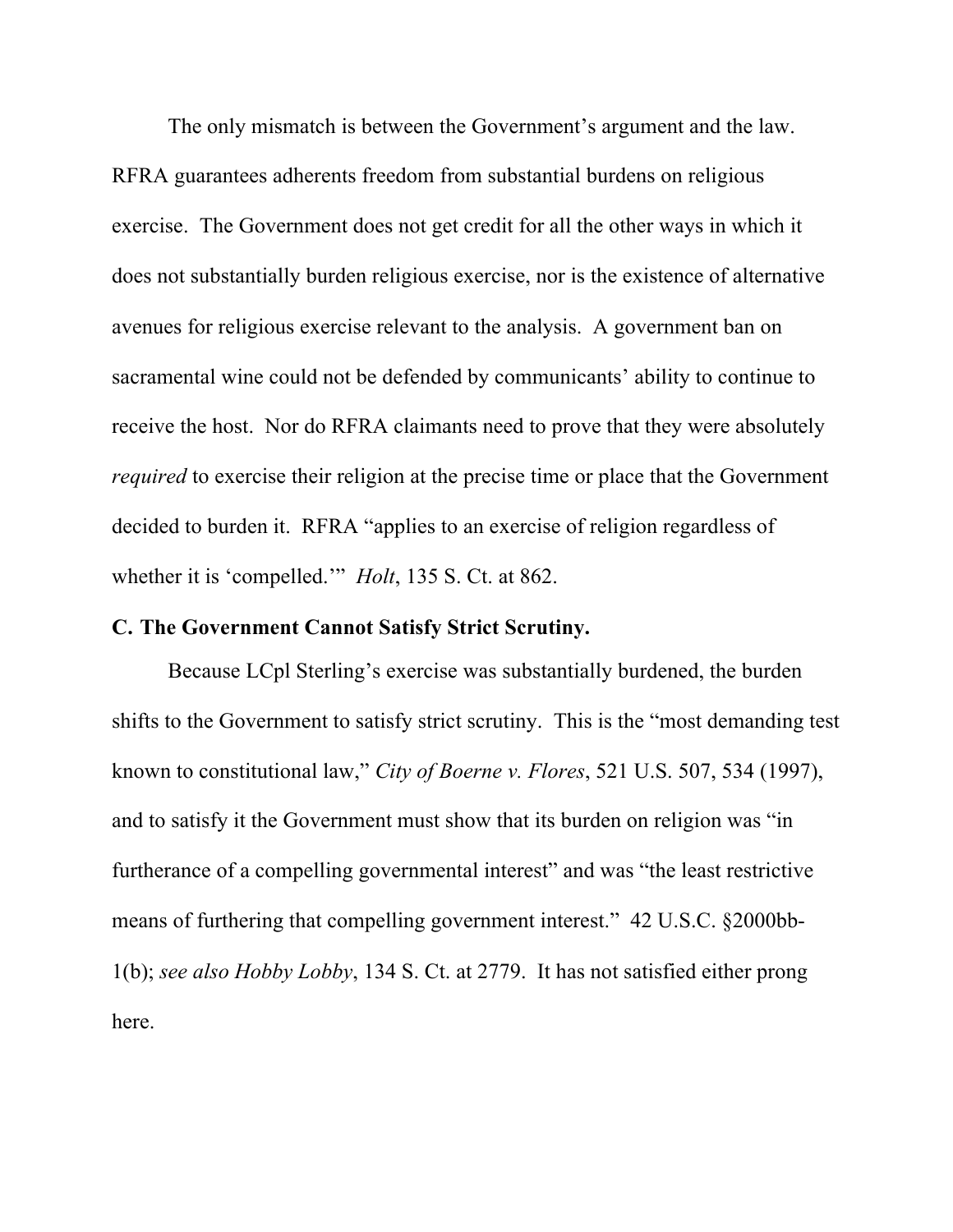The only mismatch is between the Government's argument and the law. RFRA guarantees adherents freedom from substantial burdens on religious exercise. The Government does not get credit for all the other ways in which it does not substantially burden religious exercise, nor is the existence of alternative avenues for religious exercise relevant to the analysis. A government ban on sacramental wine could not be defended by communicants' ability to continue to receive the host. Nor do RFRA claimants need to prove that they were absolutely *required* to exercise their religion at the precise time or place that the Government decided to burden it. RFRA "applies to an exercise of religion regardless of whether it is 'compelled.'" *Holt*, 135 S. Ct. at 862.

**C. The Government Cannot Satisfy Strict Scrutiny.**

Because LCpl Sterling's exercise was substantially burdened, the burden shifts to the Government to satisfy strict scrutiny. This is the "most demanding test known to constitutional law," *City of Boerne v. Flores*, 521 U.S. 507, 534 (1997), and to satisfy it the Government must show that its burden on religion was "in furtherance of a compelling governmental interest" and was "the least restrictive means of furthering that compelling government interest." 42 U.S.C. §2000bb-1(b); *see also Hobby Lobby*, 134 S. Ct. at 2779. It has not satisfied either prong here.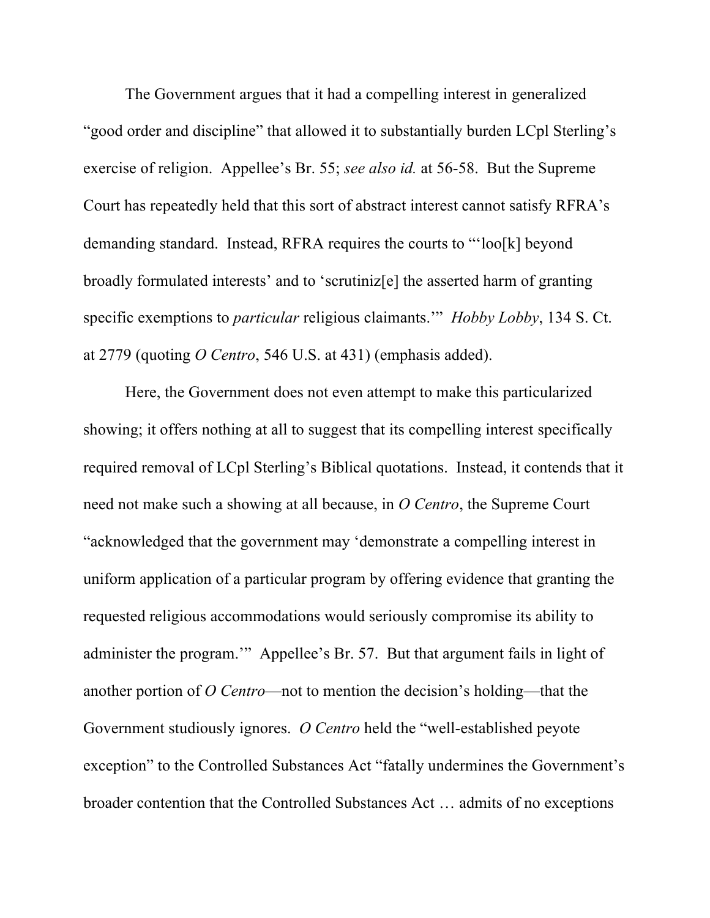The Government argues that it had a compelling interest in generalized "good order and discipline" that allowed it to substantially burden LCpl Sterling's exercise of religion. Appellee's Br. 55; *see also id.* at 56-58. But the Supreme Court has repeatedly held that this sort of abstract interest cannot satisfy RFRA's demanding standard. Instead, RFRA requires the courts to "'loo[k] beyond broadly formulated interests' and to 'scrutiniz[e] the asserted harm of granting specific exemptions to *particular* religious claimants.'" *Hobby Lobby*, 134 S. Ct. at 2779 (quoting *O Centro*, 546 U.S. at 431) (emphasis added).

Here, the Government does not even attempt to make this particularized showing; it offers nothing at all to suggest that its compelling interest specifically required removal of LCpl Sterling's Biblical quotations. Instead, it contends that it need not make such a showing at all because, in *O Centro*, the Supreme Court "acknowledged that the government may 'demonstrate a compelling interest in uniform application of a particular program by offering evidence that granting the requested religious accommodations would seriously compromise its ability to administer the program.'" Appellee's Br. 57. But that argument fails in light of another portion of *O Centro*—not to mention the decision's holding—that the Government studiously ignores. *O Centro* held the "well-established peyote exception" to the Controlled Substances Act "fatally undermines the Government's broader contention that the Controlled Substances Act … admits of no exceptions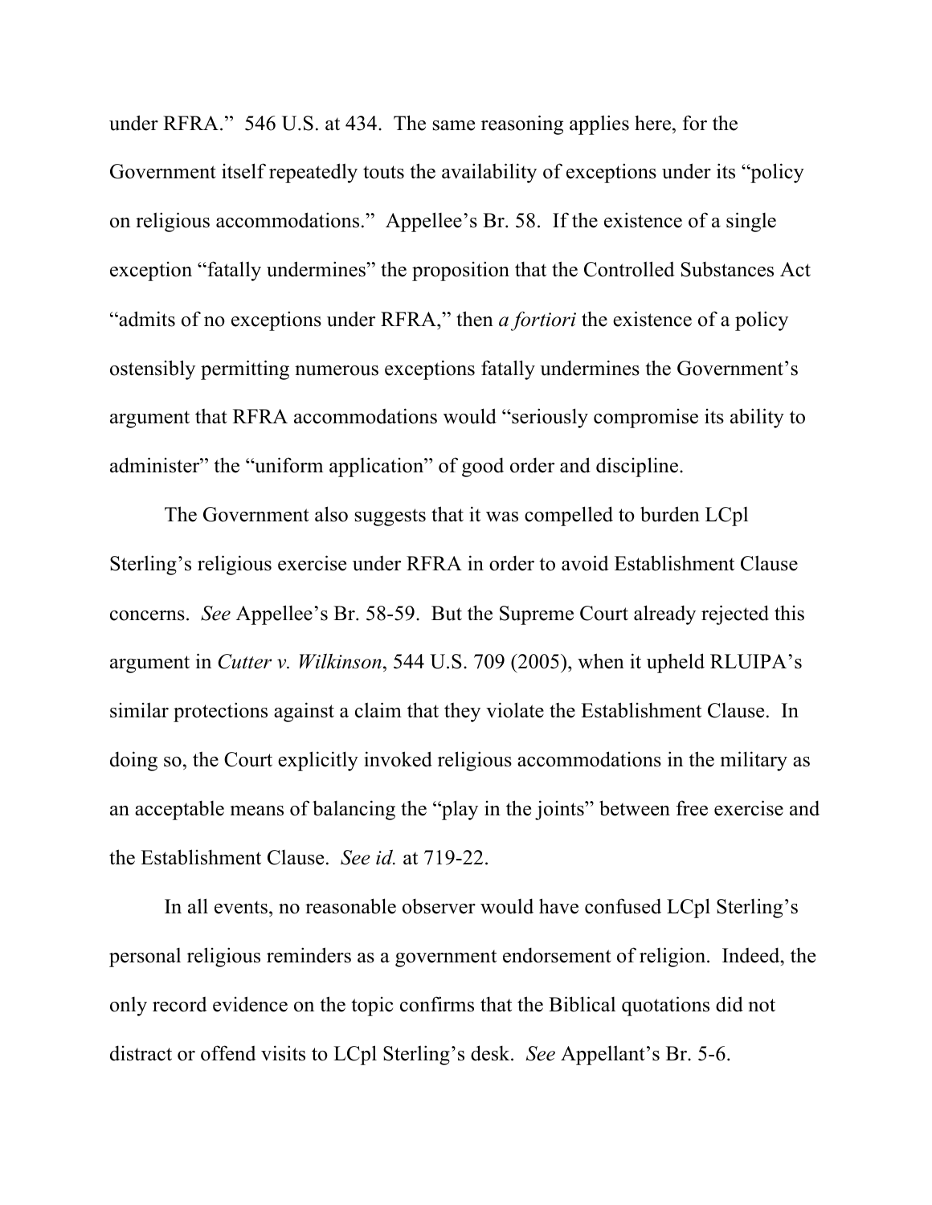under RFRA." 546 U.S. at 434. The same reasoning applies here, for the Government itself repeatedly touts the availability of exceptions under its "policy on religious accommodations." Appellee's Br. 58. If the existence of a single exception "fatally undermines" the proposition that the Controlled Substances Act "admits of no exceptions under RFRA," then *a fortiori* the existence of a policy ostensibly permitting numerous exceptions fatally undermines the Government's argument that RFRA accommodations would "seriously compromise its ability to administer" the "uniform application" of good order and discipline.

The Government also suggests that it was compelled to burden LCpl Sterling's religious exercise under RFRA in order to avoid Establishment Clause concerns. *See* Appellee's Br. 58-59. But the Supreme Court already rejected this argument in *Cutter v. Wilkinson*, 544 U.S. 709 (2005), when it upheld RLUIPA's similar protections against a claim that they violate the Establishment Clause. In doing so, the Court explicitly invoked religious accommodations in the military as an acceptable means of balancing the "play in the joints" between free exercise and the Establishment Clause. *See id.* at 719-22.

In all events, no reasonable observer would have confused LCpl Sterling's personal religious reminders as a government endorsement of religion. Indeed, the only record evidence on the topic confirms that the Biblical quotations did not distract or offend visits to LCpl Sterling's desk. *See* Appellant's Br. 5-6.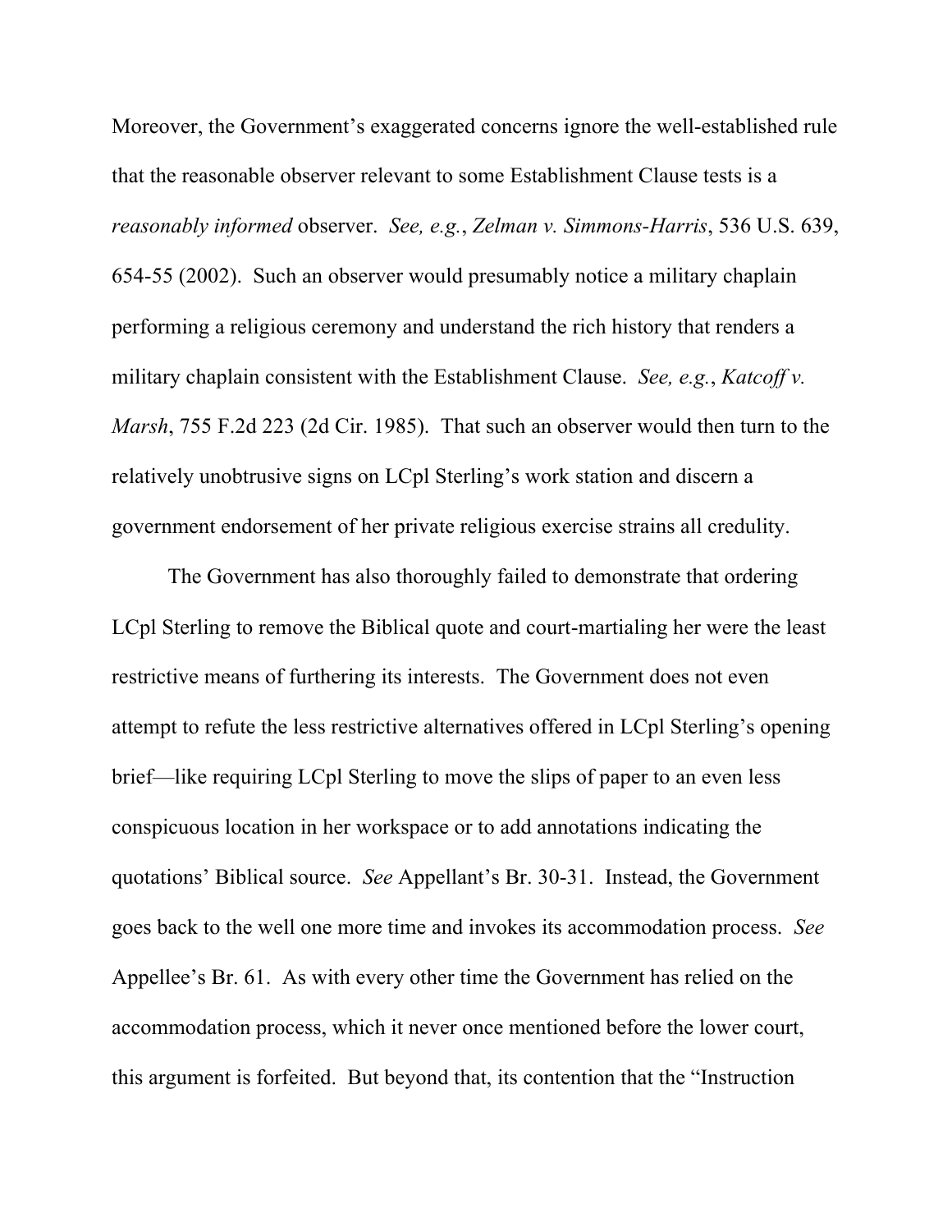Moreover, the Government's exaggerated concerns ignore the well-established rule that the reasonable observer relevant to some Establishment Clause tests is a *reasonably informed* observer. *See, e.g.*, *Zelman v. Simmons-Harris*, 536 U.S. 639, 654-55 (2002). Such an observer would presumably notice a military chaplain performing a religious ceremony and understand the rich history that renders a military chaplain consistent with the Establishment Clause. *See, e.g.*, *Katcoff v. Marsh*, 755 F.2d 223 (2d Cir. 1985). That such an observer would then turn to the relatively unobtrusive signs on LCpl Sterling's work station and discern a government endorsement of her private religious exercise strains all credulity.

The Government has also thoroughly failed to demonstrate that ordering LCpl Sterling to remove the Biblical quote and court-martialing her were the least restrictive means of furthering its interests. The Government does not even attempt to refute the less restrictive alternatives offered in LCpl Sterling's opening brief—like requiring LCpl Sterling to move the slips of paper to an even less conspicuous location in her workspace or to add annotations indicating the quotations' Biblical source. *See* Appellant's Br. 30-31. Instead, the Government goes back to the well one more time and invokes its accommodation process. *See* Appellee's Br. 61. As with every other time the Government has relied on the accommodation process, which it never once mentioned before the lower court, this argument is forfeited. But beyond that, its contention that the "Instruction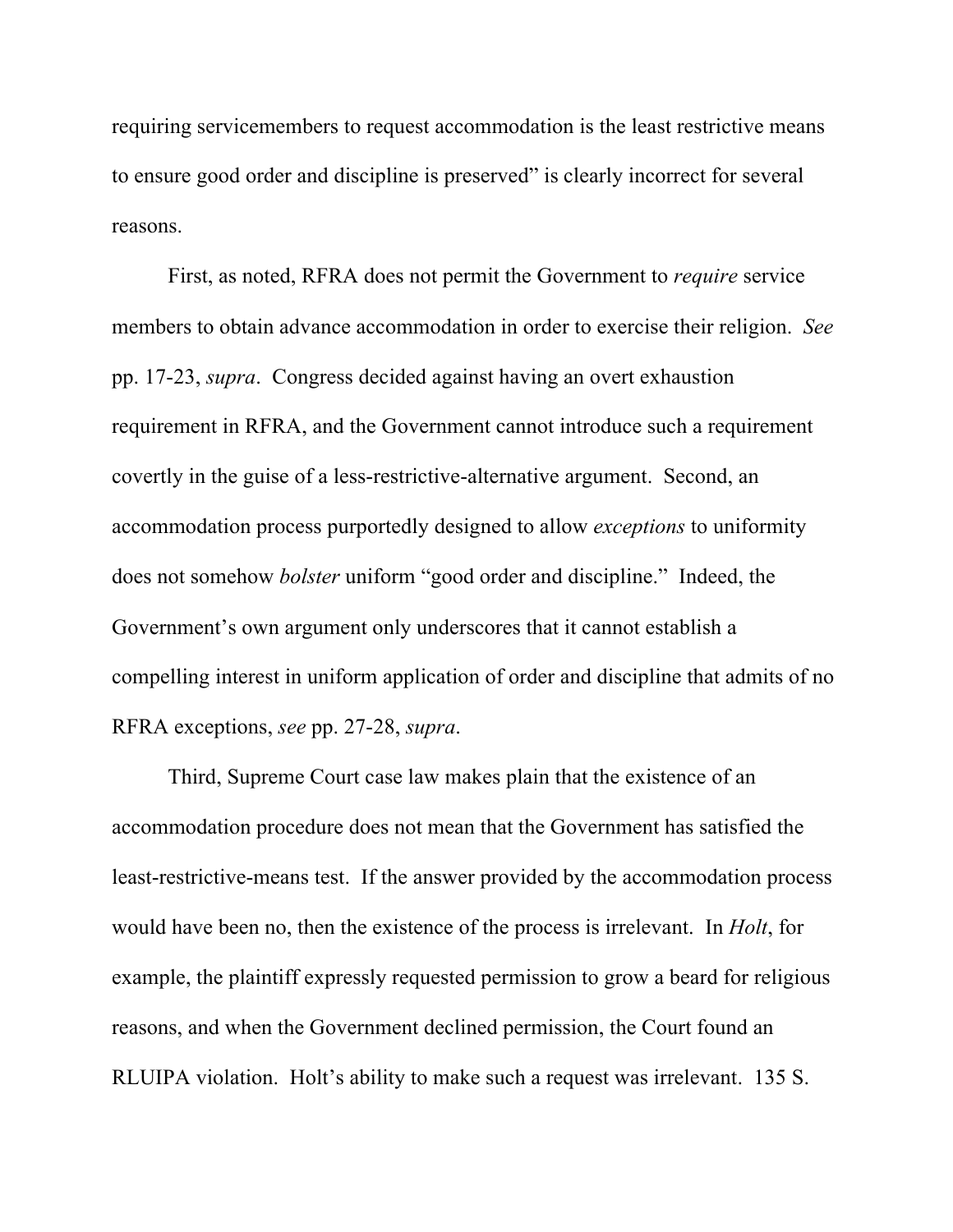requiring servicemembers to request accommodation is the least restrictive means to ensure good order and discipline is preserved" is clearly incorrect for several reasons.

First, as noted, RFRA does not permit the Government to *require* service members to obtain advance accommodation in order to exercise their religion. *See* pp. 17-23, *supra*. Congress decided against having an overt exhaustion requirement in RFRA, and the Government cannot introduce such a requirement covertly in the guise of a less-restrictive-alternative argument. Second, an accommodation process purportedly designed to allow *exceptions* to uniformity does not somehow *bolster* uniform "good order and discipline." Indeed, the Government's own argument only underscores that it cannot establish a compelling interest in uniform application of order and discipline that admits of no RFRA exceptions, *see* pp. 27-28, *supra*.

Third, Supreme Court case law makes plain that the existence of an accommodation procedure does not mean that the Government has satisfied the least-restrictive-means test. If the answer provided by the accommodation process would have been no, then the existence of the process is irrelevant. In *Holt*, for example, the plaintiff expressly requested permission to grow a beard for religious reasons, and when the Government declined permission, the Court found an RLUIPA violation. Holt's ability to make such a request was irrelevant. 135 S.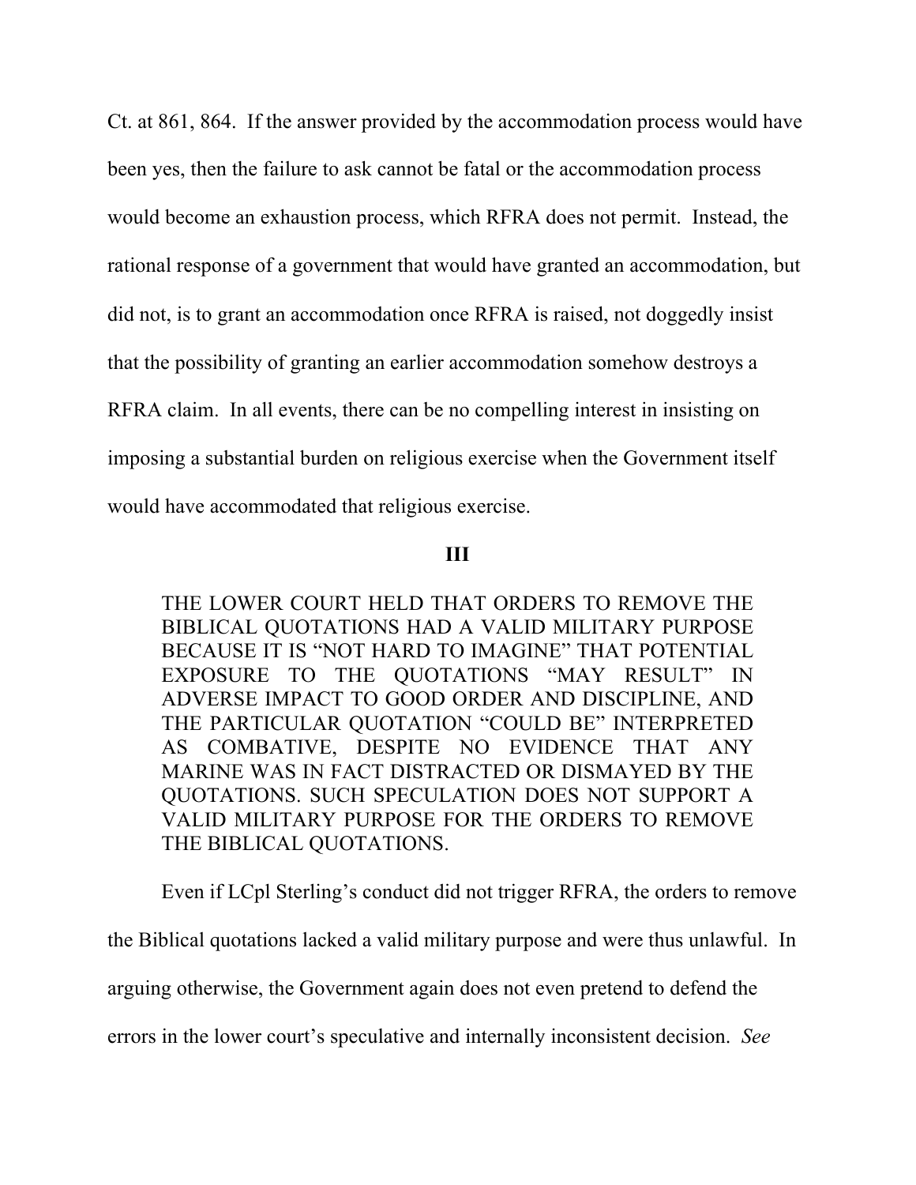Ct. at 861, 864. If the answer provided by the accommodation process would have been yes, then the failure to ask cannot be fatal or the accommodation process would become an exhaustion process, which RFRA does not permit. Instead, the rational response of a government that would have granted an accommodation, but did not, is to grant an accommodation once RFRA is raised, not doggedly insist that the possibility of granting an earlier accommodation somehow destroys a RFRA claim. In all events, there can be no compelling interest in insisting on imposing a substantial burden on religious exercise when the Government itself would have accommodated that religious exercise.

## III

THE LOWER COURT HELD THAT ORDERS TO REMOVE THE BIBLICAL QUOTATIONS HAD A VALID MILITARY PURPOSE BECAUSE IT IS "NOT HARD TO IMAGINE" THAT POTENTIAL EXPOSURE TO THE QUOTATIONS "MAY RESULT" IN ADVERSE IMPACT TO GOOD ORDER AND DISCIPLINE, AND THE PARTICULAR QUOTATION "COULD BE" INTERPRETED AS COMBATIVE, DESPITE NO EVIDENCE THAT ANY MARINE WAS IN FACT DISTRACTED OR DISMAYED BY THE QUOTATIONS. SUCH SPECULATION DOES NOT SUPPORT A VALID MILITARY PURPOSE FOR THE ORDERS TO REMOVE THE BIBLICAL QUOTATIONS.

Even if LCpl Sterling's conduct did not trigger RFRA, the orders to remove the Biblical quotations lacked a valid military purpose and were thus unlawful. In arguing otherwise, the Government again does not even pretend to defend the errors in the lower court's speculative and internally inconsistent decision. *See*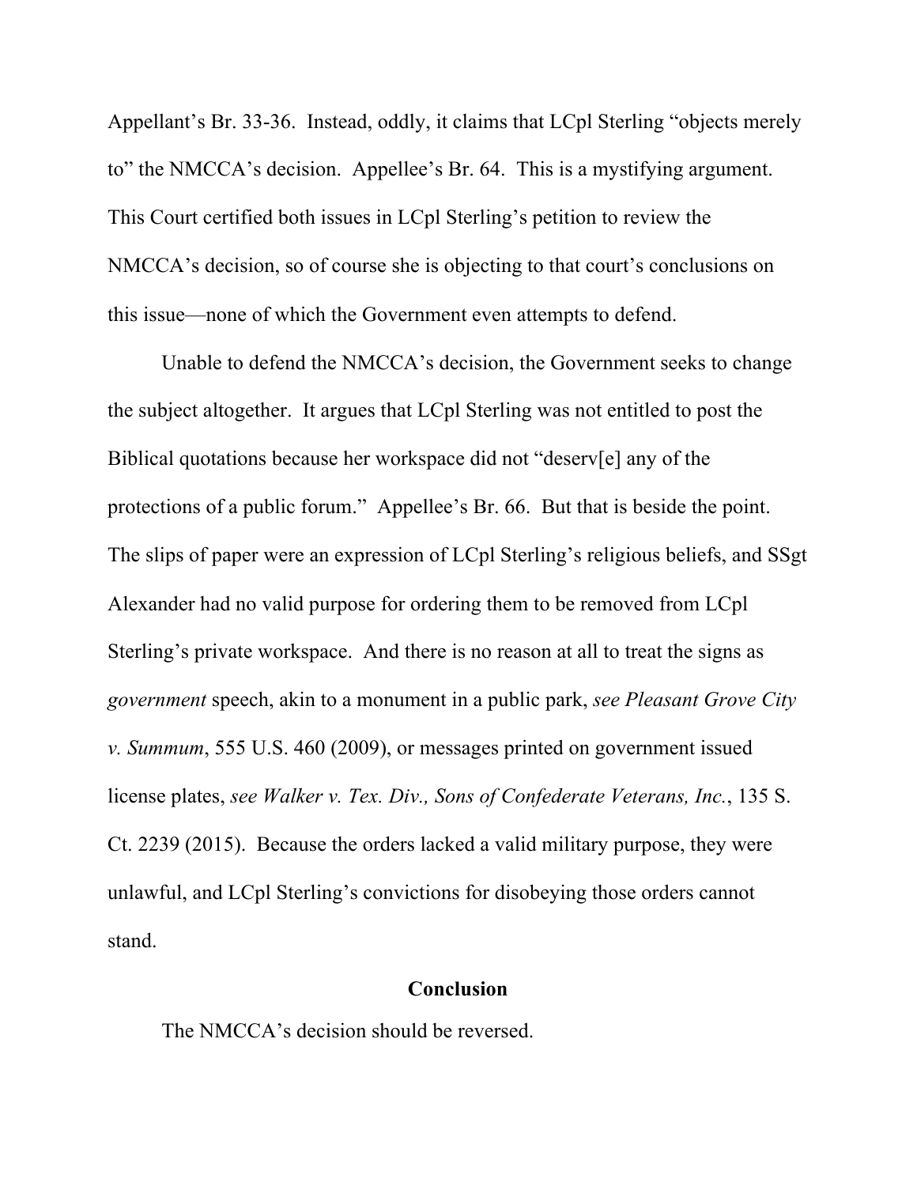Appellant's Br. 33-36. Instead, oddly, it claims that LCpl Sterling "objects merely to" the NMCCA's decision. Appellee's Br. 64. This is a mystifying argument. This Court certified both issues in LCpl Sterling's petition to review the NMCCA's decision, so of course she is objecting to that court's conclusions on this issue—none of which the Government even attempts to defend.

Unable to defend the NMCCA's decision, the Government seeks to change the subject altogether. It argues that LCpl Sterling was not entitled to post the Biblical quotations because her workspace did not "deserv[e] any of the protections of a public forum." Appellee's Br. 66. But that is beside the point. The slips of paper were an expression of LCpl Sterling's religious beliefs, and SSgt Alexander had no valid purpose for ordering them to be removed from LCpl Sterling's private workspace. And there is no reason at all to treat the signs as *government* speech, akin to a monument in a public park, *see Pleasant Grove City v. Summum*, 555 U.S. 460 (2009), or messages printed on government issued license plates, *see Walker v. Tex. Div., Sons of Confederate Veterans, Inc.*, 135 S. Ct. 2239 (2015). Because the orders lacked a valid military purpose, they were unlawful, and LCpl Sterling's convictions for disobeying those orders cannot stand.

## Conclusion

The NMCCA's decision should be reversed.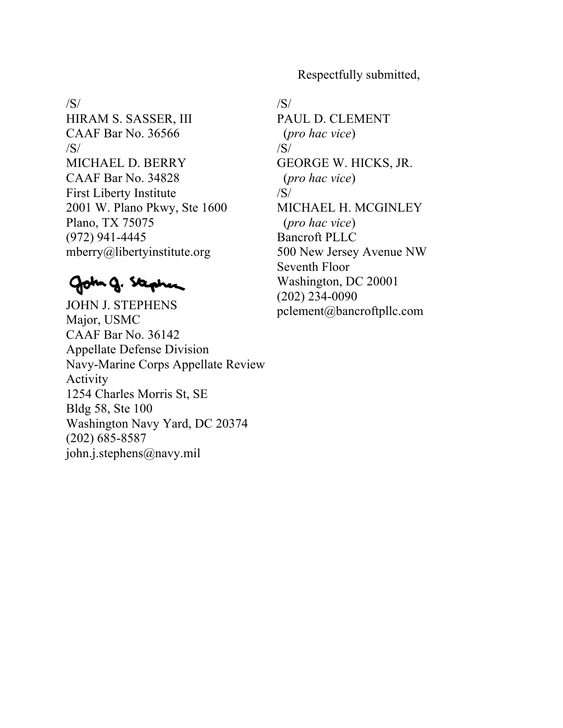Respectfully submitted,

/S/
HIRAM S. SASSER, III
CAAF Bar No. 36566
/S/
MICHAEL D. BERRY
CAAF Bar No. 34828
First Liberty Institute
2001 W. Plano Pkwy, Ste 1600
Plano, TX 75075
(972) 941-4445
mberry@libertyinstitute.org

John J. Stephens

JOHN J. STEPHENS
Major, USMC
CAAF Bar No. 36142
Appellate Defense Division
Navy-Marine Corps Appellate Review Activity
1254 Charles Morris St, SE
Bldg 58, Ste 100
Washington Navy Yard, DC 20374
(202) 685-8587
john.j.stephens@navy.mil

/S/
PAUL D. CLEMENT
(*pro hac vice*)
/S/
GEORGE W. HICKS, JR.
(*pro hac vice*)
/S/
MICHAEL H. MCGINLEY
(*pro hac vice*)
Bancroft PLLC
500 New Jersey Avenue NW
Seventh Floor
Washington, DC 20001
(202) 234-0090
pclement@bancroftpllc.com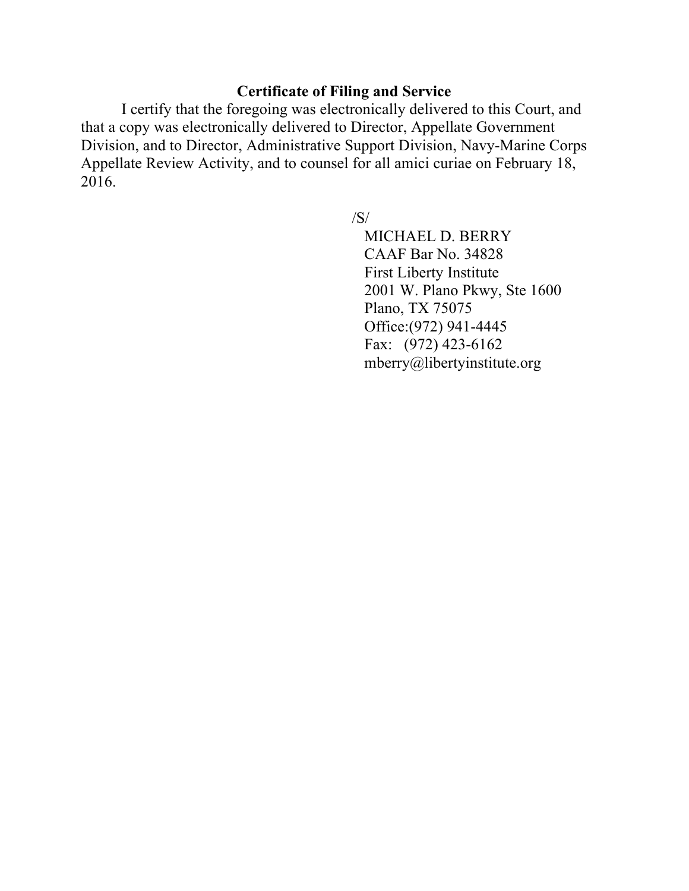**Certificate of Filing and Service**

I certify that the foregoing was electronically delivered to this Court, and that a copy was electronically delivered to Director, Appellate Government Division, and to Director, Administrative Support Division, Navy-Marine Corps Appellate Review Activity, and to counsel for all amici curiae on February 18, 2016.

/S/
MICHAEL D. BERRY
CAAF Bar No. 34828
First Liberty Institute
2001 W. Plano Pkwy, Ste 1600
Plano, TX 75075
Office:(972) 941-4445
Fax: (972) 423-6162
mberry@libertyinstitute.org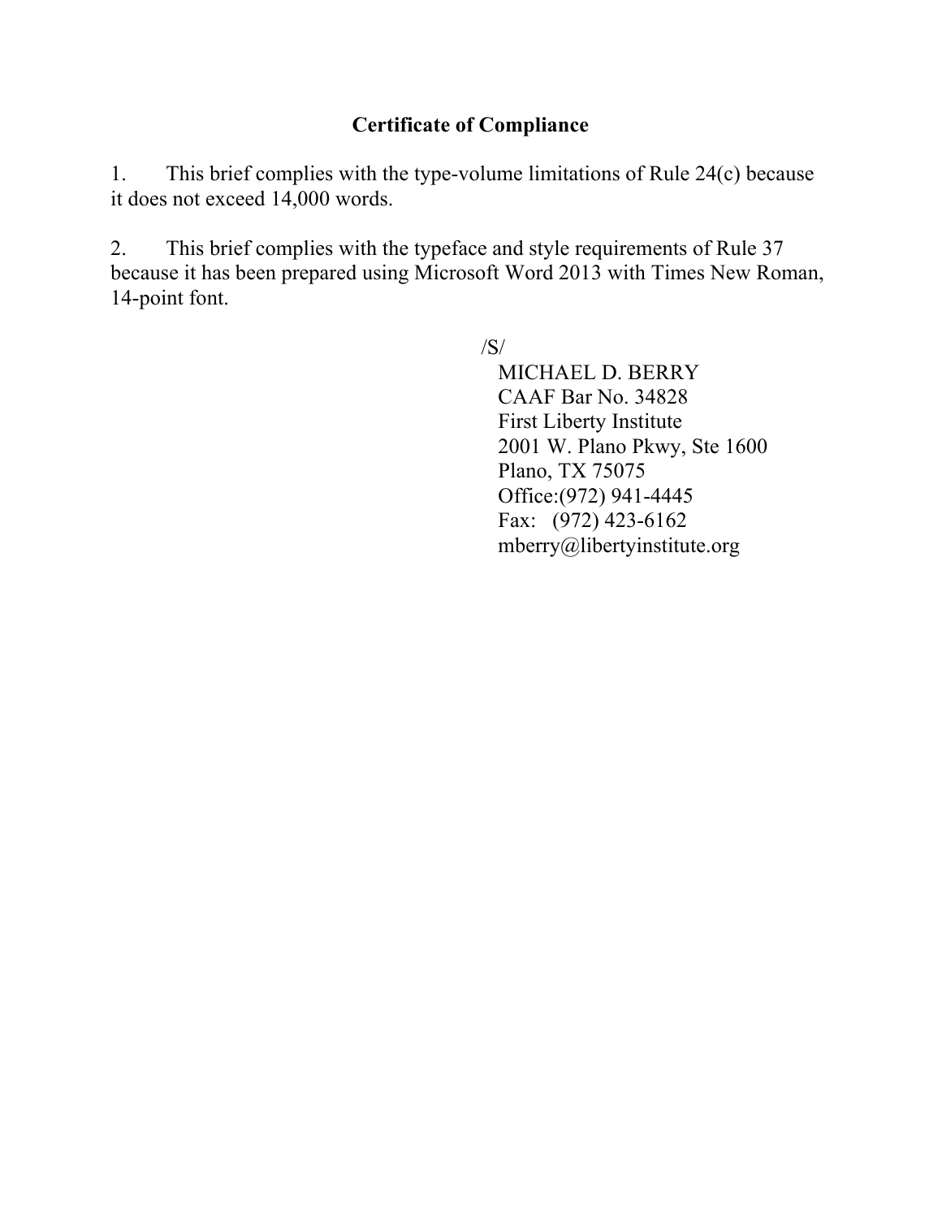## Certificate of Compliance

1. This brief complies with the type-volume limitations of Rule 24(c) because it does not exceed 14,000 words.

2. This brief complies with the typeface and style requirements of Rule 37 because it has been prepared using Microsoft Word 2013 with Times New Roman, 14-point font.

/S/
MICHAEL D. BERRY
CAAF Bar No. 34828
First Liberty Institute
2001 W. Plano Pkwy, Ste 1600
Plano, TX 75075
Office:(972) 941-4445
Fax: (972) 423-6162
mberry@libertyinstitute.org